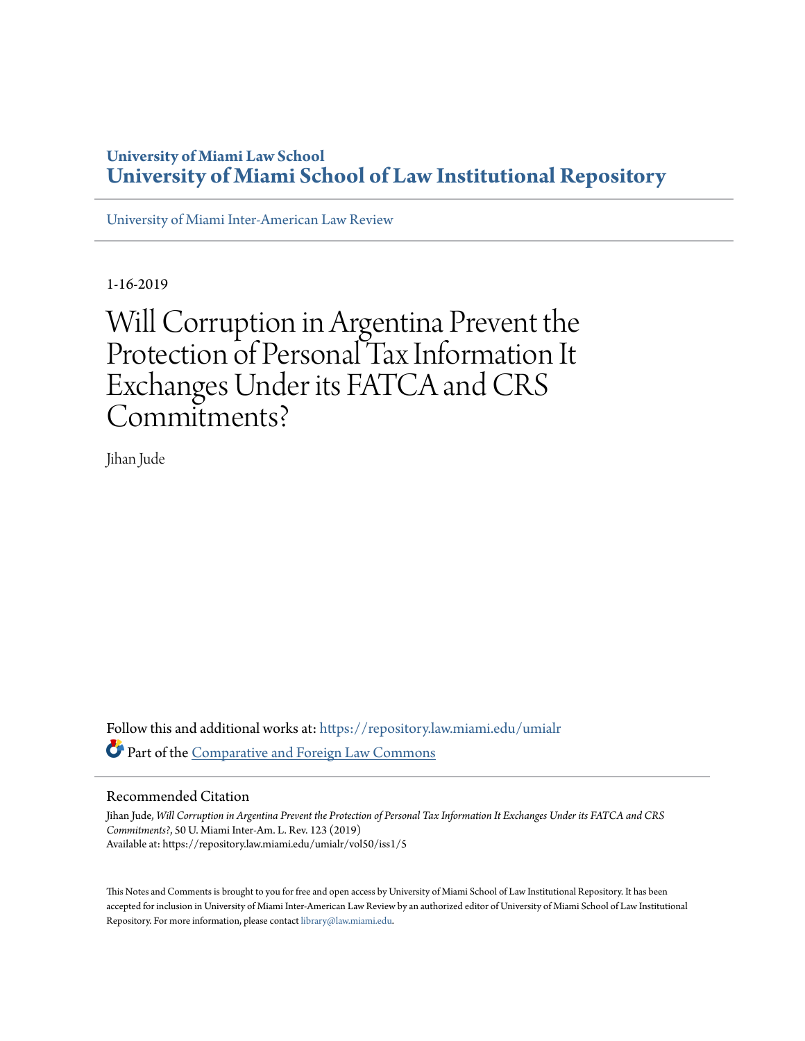University of Miami Law School
# University of Miami School of Law Institutional Repository

University of Miami Inter-American Law Review

1-16-2019

# Will Corruption in Argentina Prevent the Protection of Personal Tax Information It Exchanges Under its FATCA and CRS Commitments?

Jihan Jude

Follow this and additional works at: https://repository.law.miami.edu/umialr

Part of the Comparative and Foreign Law Commons

## Recommended Citation

Jihan Jude, *Will Corruption in Argentina Prevent the Protection of Personal Tax Information It Exchanges Under its FATCA and CRS Commitments?*, 50 U. Miami Inter-Am. L. Rev. 123 (2019)
Available at: https://repository.law.miami.edu/umialr/vol50/iss1/5

This Notes and Comments is brought to you for free and open access by University of Miami School of Law Institutional Repository. It has been accepted for inclusion in University of Miami Inter-American Law Review by an authorized editor of University of Miami School of Law Institutional Repository. For more information, please contact library@law.miami.edu.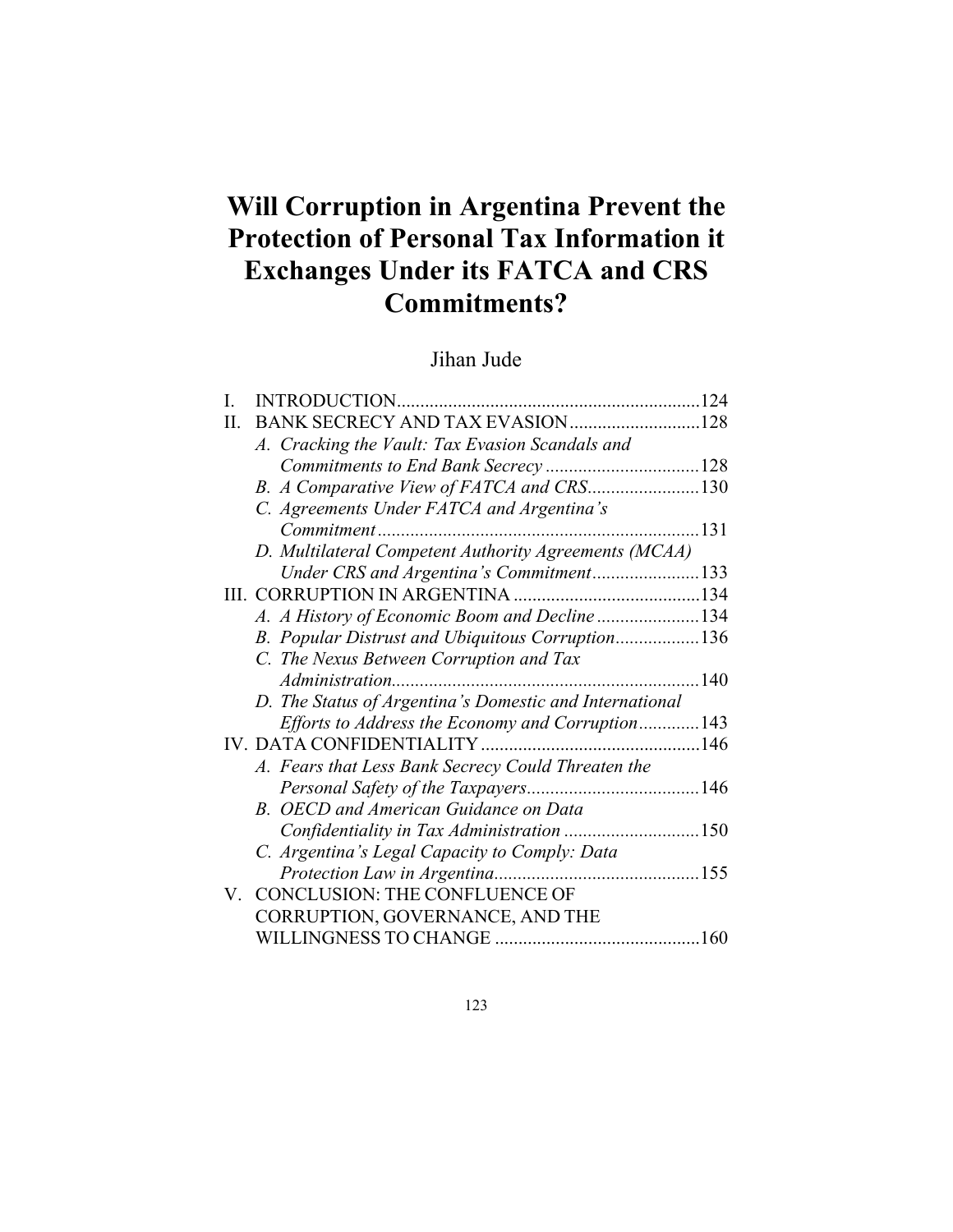# Will Corruption in Argentina Prevent the Protection of Personal Tax Information it Exchanges Under its FATCA and CRS Commitments?

Jihan Jude

I. INTRODUCTION ... 124

II. BANK SECRECY AND TAX EVASION ... 128

- *A. Cracking the Vault: Tax Evasion Scandals and Commitments to End Bank Secrecy* ... 128
- *B. A Comparative View of FATCA and CRS* ... 130
- *C. Agreements Under FATCA and Argentina's Commitment* ... 131
- *D. Multilateral Competent Authority Agreements (MCAA) Under CRS and Argentina's Commitment* ... 133

III. CORRUPTION IN ARGENTINA ... 134

- *A. A History of Economic Boom and Decline* ... 134
- *B. Popular Distrust and Ubiquitous Corruption* ... 136
- *C. The Nexus Between Corruption and Tax Administration* ... 140
- *D. The Status of Argentina's Domestic and International Efforts to Address the Economy and Corruption* ... 143

IV. DATA CONFIDENTIALITY ... 146

- *A. Fears that Less Bank Secrecy Could Threaten the Personal Safety of the Taxpayers* ... 146
- *B. OECD and American Guidance on Data Confidentiality in Tax Administration* ... 150
- *C. Argentina's Legal Capacity to Comply: Data Protection Law in Argentina* ... 155

V. CONCLUSION: THE CONFLUENCE OF CORRUPTION, GOVERNANCE, AND THE WILLINGNESS TO CHANGE ... 160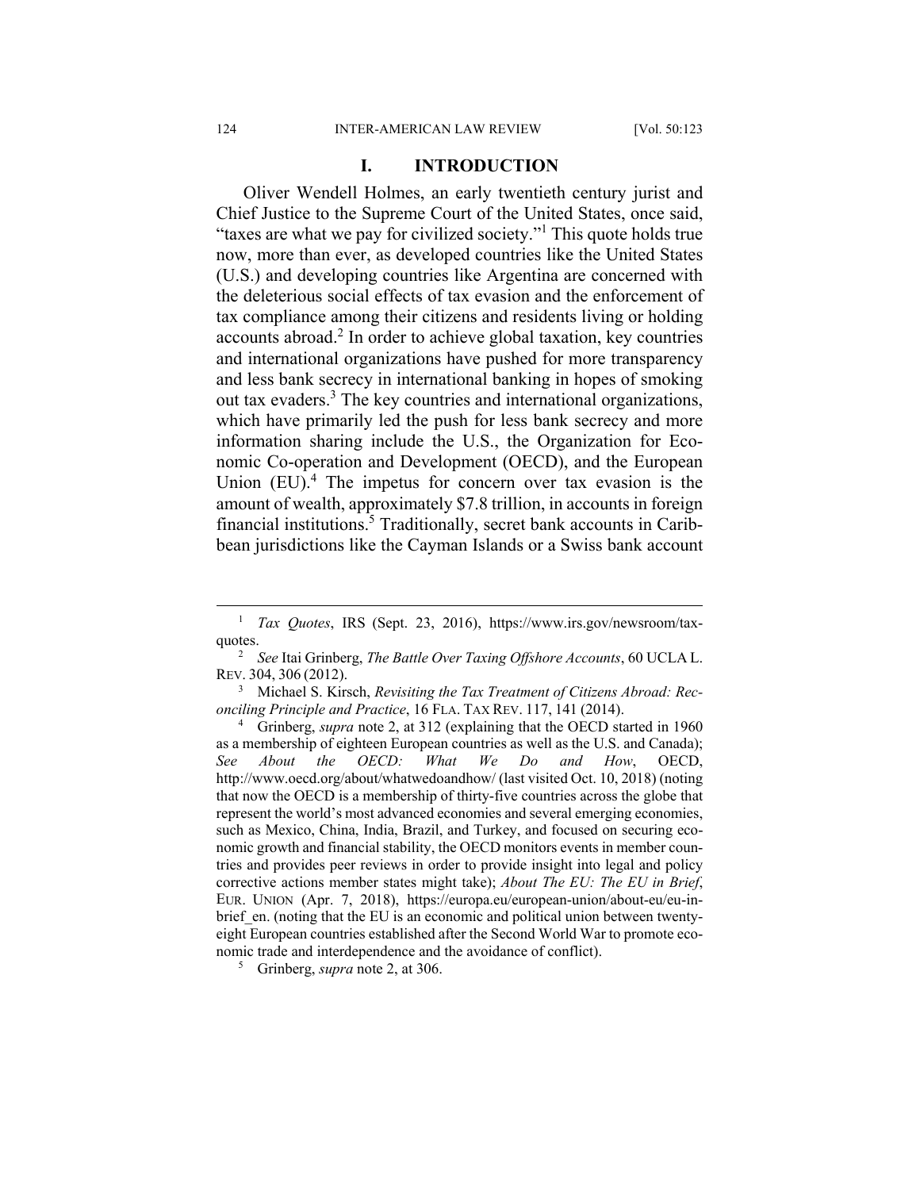## I. INTRODUCTION

Oliver Wendell Holmes, an early twentieth century jurist and Chief Justice to the Supreme Court of the United States, once said, "taxes are what we pay for civilized society."[1] This quote holds true now, more than ever, as developed countries like the United States (U.S.) and developing countries like Argentina are concerned with the deleterious social effects of tax evasion and the enforcement of tax compliance among their citizens and residents living or holding accounts abroad.[2] In order to achieve global taxation, key countries and international organizations have pushed for more transparency and less bank secrecy in international banking in hopes of smoking out tax evaders.[3] The key countries and international organizations, which have primarily led the push for less bank secrecy and more information sharing include the U.S., the Organization for Economic Co-operation and Development (OECD), and the European Union (EU).[4] The impetus for concern over tax evasion is the amount of wealth, approximately $7.8 trillion, in accounts in foreign financial institutions.[5] Traditionally, secret bank accounts in Caribbean jurisdictions like the Cayman Islands or a Swiss bank account

---

[1] *Tax Quotes*, IRS (Sept. 23, 2016), https://www.irs.gov/newsroom/tax-quotes.

[2] *See* Itai Grinberg, *The Battle Over Taxing Offshore Accounts*, 60 UCLA L. REV. 304, 306 (2012).

[3] Michael S. Kirsch, *Revisiting the Tax Treatment of Citizens Abroad: Reconciling Principle and Practice*, 16 FLA. TAX REV. 117, 141 (2014).

[4] Grinberg, *supra* note 2, at 312 (explaining that the OECD started in 1960 as a membership of eighteen European countries as well as the U.S. and Canada); *See About the OECD: What We Do and How*, OECD, http://www.oecd.org/about/whatwedoandhow/ (last visited Oct. 10, 2018) (noting that now the OECD is a membership of thirty-five countries across the globe that represent the world's most advanced economies and several emerging economies, such as Mexico, China, India, Brazil, and Turkey, and focused on securing economic growth and financial stability, the OECD monitors events in member countries and provides peer reviews in order to provide insight into legal and policy corrective actions member states might take); *About The EU: The EU in Brief*, EUR. UNION (Apr. 7, 2018), https://europa.eu/european-union/about-eu/eu-in-brief_en. (noting that the EU is an economic and political union between twenty-eight European countries established after the Second World War to promote economic trade and interdependence and the avoidance of conflict).

[5] Grinberg, *supra* note 2, at 306.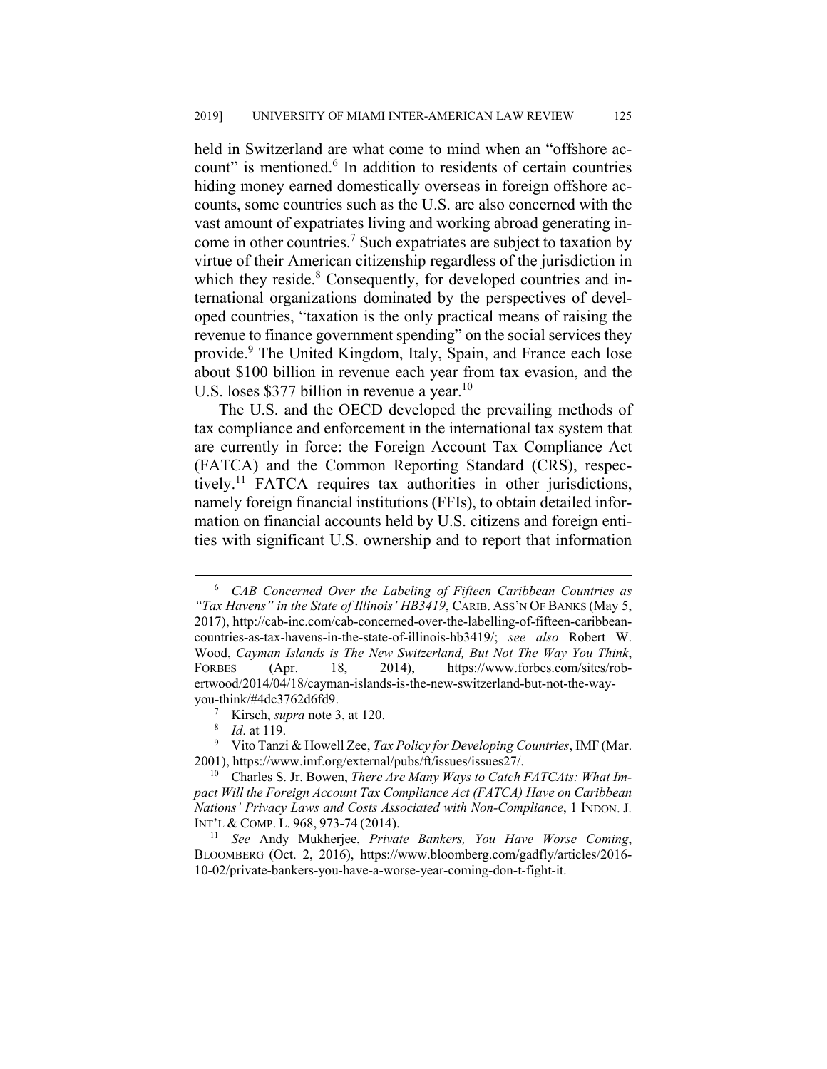held in Switzerland are what come to mind when an "offshore account" is mentioned.[6] In addition to residents of certain countries hiding money earned domestically overseas in foreign offshore accounts, some countries such as the U.S. are also concerned with the vast amount of expatriates living and working abroad generating income in other countries.[7] Such expatriates are subject to taxation by virtue of their American citizenship regardless of the jurisdiction in which they reside.[8] Consequently, for developed countries and international organizations dominated by the perspectives of developed countries, "taxation is the only practical means of raising the revenue to finance government spending" on the social services they provide.[9] The United Kingdom, Italy, Spain, and France each lose about $100 billion in revenue each year from tax evasion, and the U.S. loses $377 billion in revenue a year.[10]

The U.S. and the OECD developed the prevailing methods of tax compliance and enforcement in the international tax system that are currently in force: the Foreign Account Tax Compliance Act (FATCA) and the Common Reporting Standard (CRS), respectively.[11] FATCA requires tax authorities in other jurisdictions, namely foreign financial institutions (FFIs), to obtain detailed information on financial accounts held by U.S. citizens and foreign entities with significant U.S. ownership and to report that information

---

[6] *CAB Concerned Over the Labeling of Fifteen Caribbean Countries as "Tax Havens" in the State of Illinois' HB3419*, CARIB. ASS'N OF BANKS (May 5, 2017), http://cab-inc.com/cab-concerned-over-the-labelling-of-fifteen-caribbean-countries-as-tax-havens-in-the-state-of-illinois-hb3419/; *see also* Robert W. Wood, *Cayman Islands is The New Switzerland, But Not The Way You Think*, FORBES (Apr. 18, 2014), https://www.forbes.com/sites/robertwood/2014/04/18/cayman-islands-is-the-new-switzerland-but-not-the-way-you-think/#4dc3762d6fd9.

[7] Kirsch, *supra* note 3, at 120.

[8] *Id*. at 119.

[9] Vito Tanzi & Howell Zee, *Tax Policy for Developing Countries*, IMF (Mar. 2001), https://www.imf.org/external/pubs/ft/issues/issues27/.

[10] Charles S. Jr. Bowen, *There Are Many Ways to Catch FATCAts: What Impact Will the Foreign Account Tax Compliance Act (FATCA) Have on Caribbean Nations' Privacy Laws and Costs Associated with Non-Compliance*, 1 INDON. J. INT'L & COMP. L. 968, 973-74 (2014).

[11] *See* Andy Mukherjee, *Private Bankers, You Have Worse Coming*, BLOOMBERG (Oct. 2, 2016), https://www.bloomberg.com/gadfly/articles/2016-10-02/private-bankers-you-have-a-worse-year-coming-don-t-fight-it.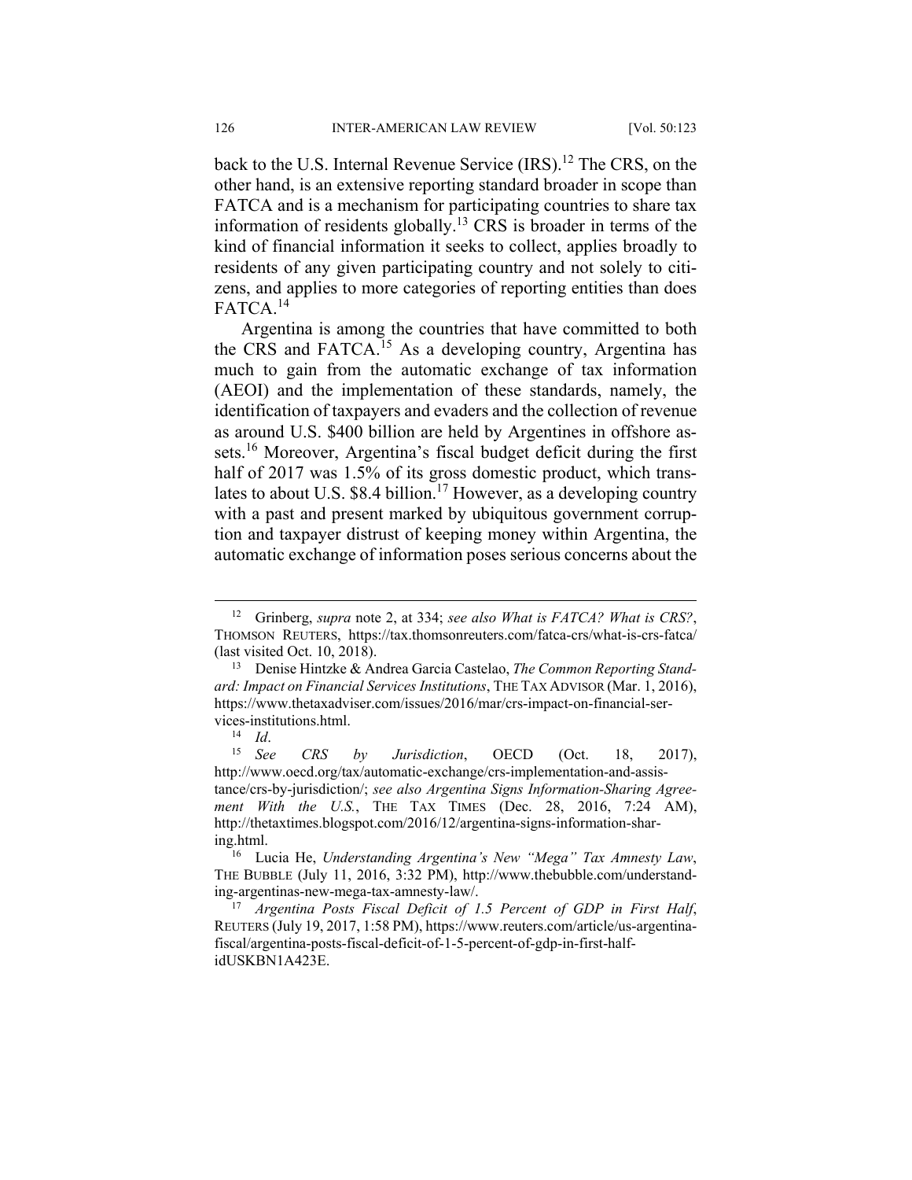back to the U.S. Internal Revenue Service (IRS).[12] The CRS, on the other hand, is an extensive reporting standard broader in scope than FATCA and is a mechanism for participating countries to share tax information of residents globally.[13] CRS is broader in terms of the kind of financial information it seeks to collect, applies broadly to residents of any given participating country and not solely to citizens, and applies to more categories of reporting entities than does FATCA.[14]

Argentina is among the countries that have committed to both the CRS and FATCA.[15] As a developing country, Argentina has much to gain from the automatic exchange of tax information (AEOI) and the implementation of these standards, namely, the identification of taxpayers and evaders and the collection of revenue as around U.S. $400 billion are held by Argentines in offshore assets.[16] Moreover, Argentina's fiscal budget deficit during the first half of 2017 was 1.5% of its gross domestic product, which translates to about U.S. $8.4 billion.[17] However, as a developing country with a past and present marked by ubiquitous government corruption and taxpayer distrust of keeping money within Argentina, the automatic exchange of information poses serious concerns about the

---

[12] Grinberg, *supra* note 2, at 334; *see also What is FATCA? What is CRS?*, THOMSON REUTERS, https://tax.thomsonreuters.com/fatca-crs/what-is-crs-fatca/ (last visited Oct. 10, 2018).

[13] Denise Hintzke & Andrea Garcia Castelao, *The Common Reporting Standard: Impact on Financial Services Institutions*, THE TAX ADVISOR (Mar. 1, 2016), https://www.thetaxadviser.com/issues/2016/mar/crs-impact-on-financial-services-institutions.html.

[14] *Id*.

[15] *See CRS by Jurisdiction*, OECD (Oct. 18, 2017), http://www.oecd.org/tax/automatic-exchange/crs-implementation-and-assistance/crs-by-jurisdiction/; *see also Argentina Signs Information-Sharing Agreement With the U.S.*, THE TAX TIMES (Dec. 28, 2016, 7:24 AM), http://thetaxtimes.blogspot.com/2016/12/argentina-signs-information-sharing.html.

[16] Lucia He, *Understanding Argentina's New "Mega" Tax Amnesty Law*, THE BUBBLE (July 11, 2016, 3:32 PM), http://www.thebubble.com/understanding-argentinas-new-mega-tax-amnesty-law/.

[17] *Argentina Posts Fiscal Deficit of 1.5 Percent of GDP in First Half*, REUTERS (July 19, 2017, 1:58 PM), https://www.reuters.com/article/us-argentina-fiscal/argentina-posts-fiscal-deficit-of-1-5-percent-of-gdp-in-first-half-idUSKBN1A423E.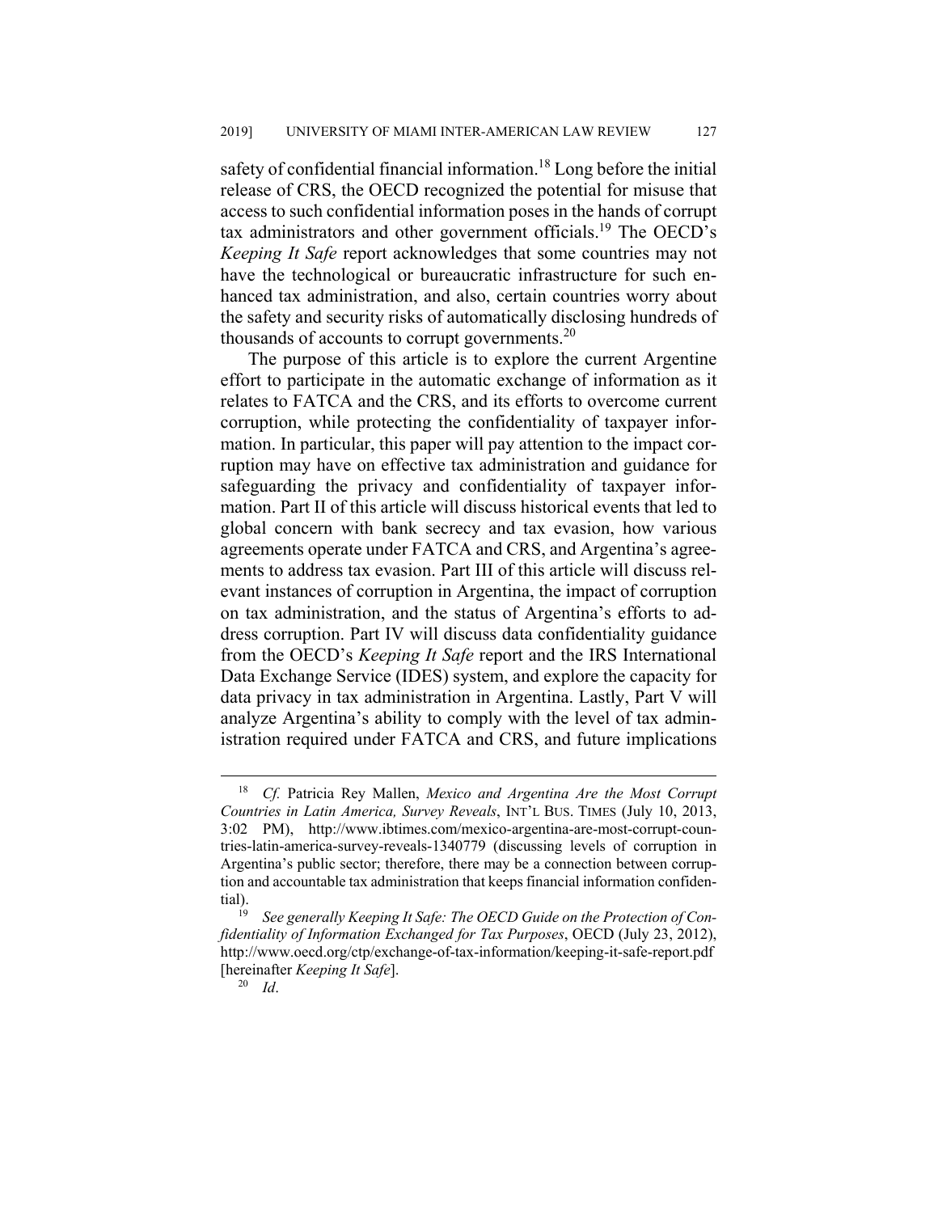safety of confidential financial information.[18] Long before the initial release of CRS, the OECD recognized the potential for misuse that access to such confidential information poses in the hands of corrupt tax administrators and other government officials.[19] The OECD's *Keeping It Safe* report acknowledges that some countries may not have the technological or bureaucratic infrastructure for such enhanced tax administration, and also, certain countries worry about the safety and security risks of automatically disclosing hundreds of thousands of accounts to corrupt governments.[20]

The purpose of this article is to explore the current Argentine effort to participate in the automatic exchange of information as it relates to FATCA and the CRS, and its efforts to overcome current corruption, while protecting the confidentiality of taxpayer information. In particular, this paper will pay attention to the impact corruption may have on effective tax administration and guidance for safeguarding the privacy and confidentiality of taxpayer information. Part II of this article will discuss historical events that led to global concern with bank secrecy and tax evasion, how various agreements operate under FATCA and CRS, and Argentina's agreements to address tax evasion. Part III of this article will discuss relevant instances of corruption in Argentina, the impact of corruption on tax administration, and the status of Argentina's efforts to address corruption. Part IV will discuss data confidentiality guidance from the OECD's *Keeping It Safe* report and the IRS International Data Exchange Service (IDES) system, and explore the capacity for data privacy in tax administration in Argentina. Lastly, Part V will analyze Argentina's ability to comply with the level of tax administration required under FATCA and CRS, and future implications

---

[18] *Cf.* Patricia Rey Mallen, *Mexico and Argentina Are the Most Corrupt Countries in Latin America, Survey Reveals*, INT'L BUS. TIMES (July 10, 2013, 3:02 PM), http://www.ibtimes.com/mexico-argentina-are-most-corrupt-countries-latin-america-survey-reveals-1340779 (discussing levels of corruption in Argentina's public sector; therefore, there may be a connection between corruption and accountable tax administration that keeps financial information confidential).

[19] *See generally Keeping It Safe: The OECD Guide on the Protection of Confidentiality of Information Exchanged for Tax Purposes*, OECD (July 23, 2012), http://www.oecd.org/ctp/exchange-of-tax-information/keeping-it-safe-report.pdf [hereinafter *Keeping It Safe*].

[20] *Id*.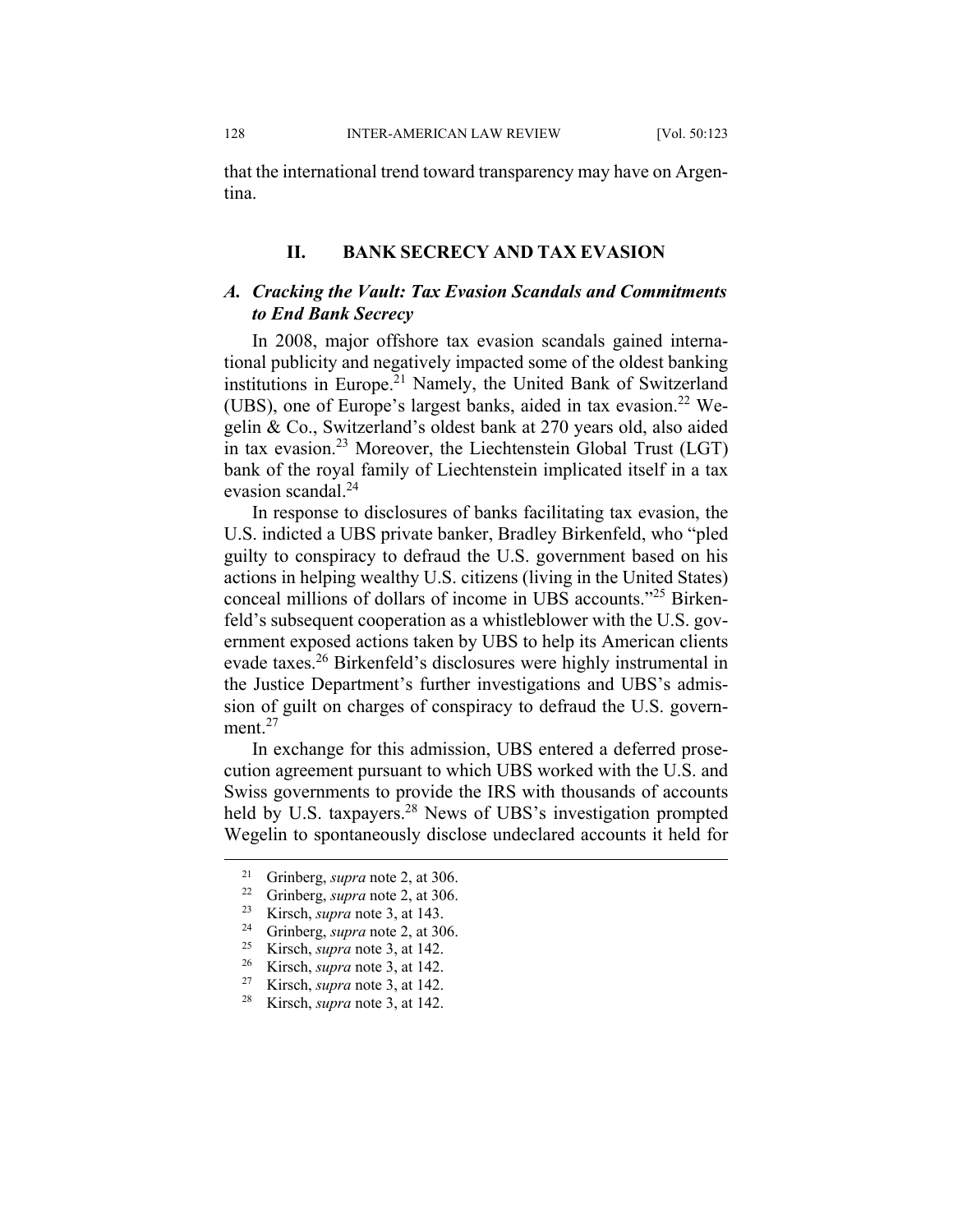that the international trend toward transparency may have on Argentina.

## II. BANK SECRECY AND TAX EVASION

### *A. Cracking the Vault: Tax Evasion Scandals and Commitments to End Bank Secrecy*

In 2008, major offshore tax evasion scandals gained international publicity and negatively impacted some of the oldest banking institutions in Europe.[21] Namely, the United Bank of Switzerland (UBS), one of Europe's largest banks, aided in tax evasion.[22] Wegelin & Co., Switzerland's oldest bank at 270 years old, also aided in tax evasion.[23] Moreover, the Liechtenstein Global Trust (LGT) bank of the royal family of Liechtenstein implicated itself in a tax evasion scandal.[24]

In response to disclosures of banks facilitating tax evasion, the U.S. indicted a UBS private banker, Bradley Birkenfeld, who "pled guilty to conspiracy to defraud the U.S. government based on his actions in helping wealthy U.S. citizens (living in the United States) conceal millions of dollars of income in UBS accounts."[25] Birkenfeld's subsequent cooperation as a whistleblower with the U.S. government exposed actions taken by UBS to help its American clients evade taxes.[26] Birkenfeld's disclosures were highly instrumental in the Justice Department's further investigations and UBS's admission of guilt on charges of conspiracy to defraud the U.S. government.[27]

In exchange for this admission, UBS entered a deferred prosecution agreement pursuant to which UBS worked with the U.S. and Swiss governments to provide the IRS with thousands of accounts held by U.S. taxpayers.[28] News of UBS's investigation prompted Wegelin to spontaneously disclose undeclared accounts it held for

---

[21] Grinberg, *supra* note 2, at 306.

[22] Grinberg, *supra* note 2, at 306.

[23] Kirsch, *supra* note 3, at 143.

[24] Grinberg, *supra* note 2, at 306.

[25] Kirsch, *supra* note 3, at 142.

[26] Kirsch, *supra* note 3, at 142.

[27] Kirsch, *supra* note 3, at 142.

[28] Kirsch, *supra* note 3, at 142.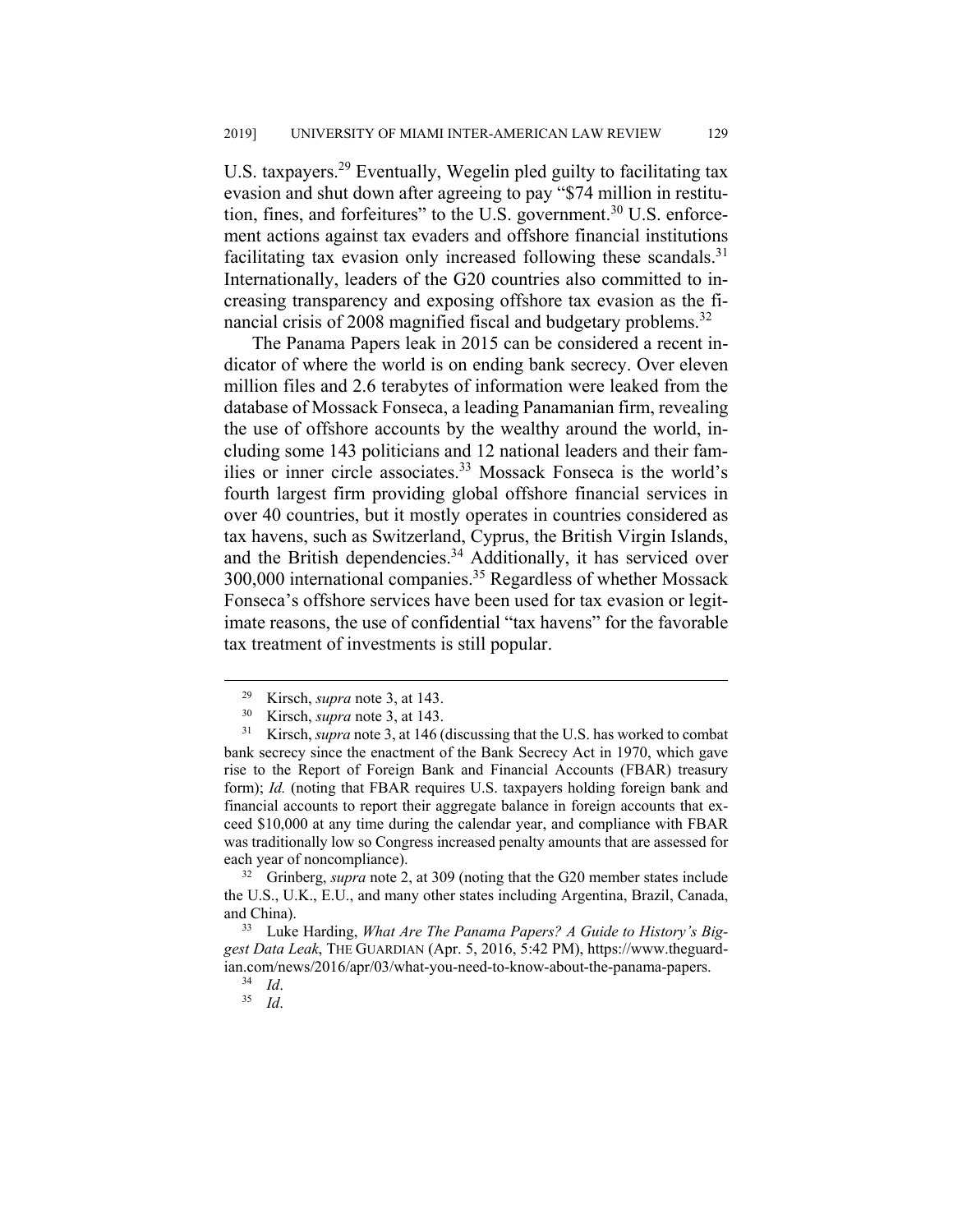U.S. taxpayers.[29] Eventually, Wegelin pled guilty to facilitating tax evasion and shut down after agreeing to pay "$74 million in restitution, fines, and forfeitures" to the U.S. government.[30] U.S. enforcement actions against tax evaders and offshore financial institutions facilitating tax evasion only increased following these scandals.[31] Internationally, leaders of the G20 countries also committed to increasing transparency and exposing offshore tax evasion as the financial crisis of 2008 magnified fiscal and budgetary problems.[32]

The Panama Papers leak in 2015 can be considered a recent indicator of where the world is on ending bank secrecy. Over eleven million files and 2.6 terabytes of information were leaked from the database of Mossack Fonseca, a leading Panamanian firm, revealing the use of offshore accounts by the wealthy around the world, including some 143 politicians and 12 national leaders and their families or inner circle associates.[33] Mossack Fonseca is the world's fourth largest firm providing global offshore financial services in over 40 countries, but it mostly operates in countries considered as tax havens, such as Switzerland, Cyprus, the British Virgin Islands, and the British dependencies.[34] Additionally, it has serviced over 300,000 international companies.[35] Regardless of whether Mossack Fonseca's offshore services have been used for tax evasion or legitimate reasons, the use of confidential "tax havens" for the favorable tax treatment of investments is still popular.

---

[29] Kirsch, *supra* note 3, at 143.

[30] Kirsch, *supra* note 3, at 143.

[31] Kirsch, *supra* note 3, at 146 (discussing that the U.S. has worked to combat bank secrecy since the enactment of the Bank Secrecy Act in 1970, which gave rise to the Report of Foreign Bank and Financial Accounts (FBAR) treasury form); *Id.* (noting that FBAR requires U.S. taxpayers holding foreign bank and financial accounts to report their aggregate balance in foreign accounts that exceed $10,000 at any time during the calendar year, and compliance with FBAR was traditionally low so Congress increased penalty amounts that are assessed for each year of noncompliance).

[32] Grinberg, *supra* note 2, at 309 (noting that the G20 member states include the U.S., U.K., E.U., and many other states including Argentina, Brazil, Canada, and China).

[33] Luke Harding, *What Are The Panama Papers? A Guide to History's Biggest Data Leak*, THE GUARDIAN (Apr. 5, 2016, 5:42 PM), https://www.theguardian.com/news/2016/apr/03/what-you-need-to-know-about-the-panama-papers.

[34] *Id*.

[35] *Id*.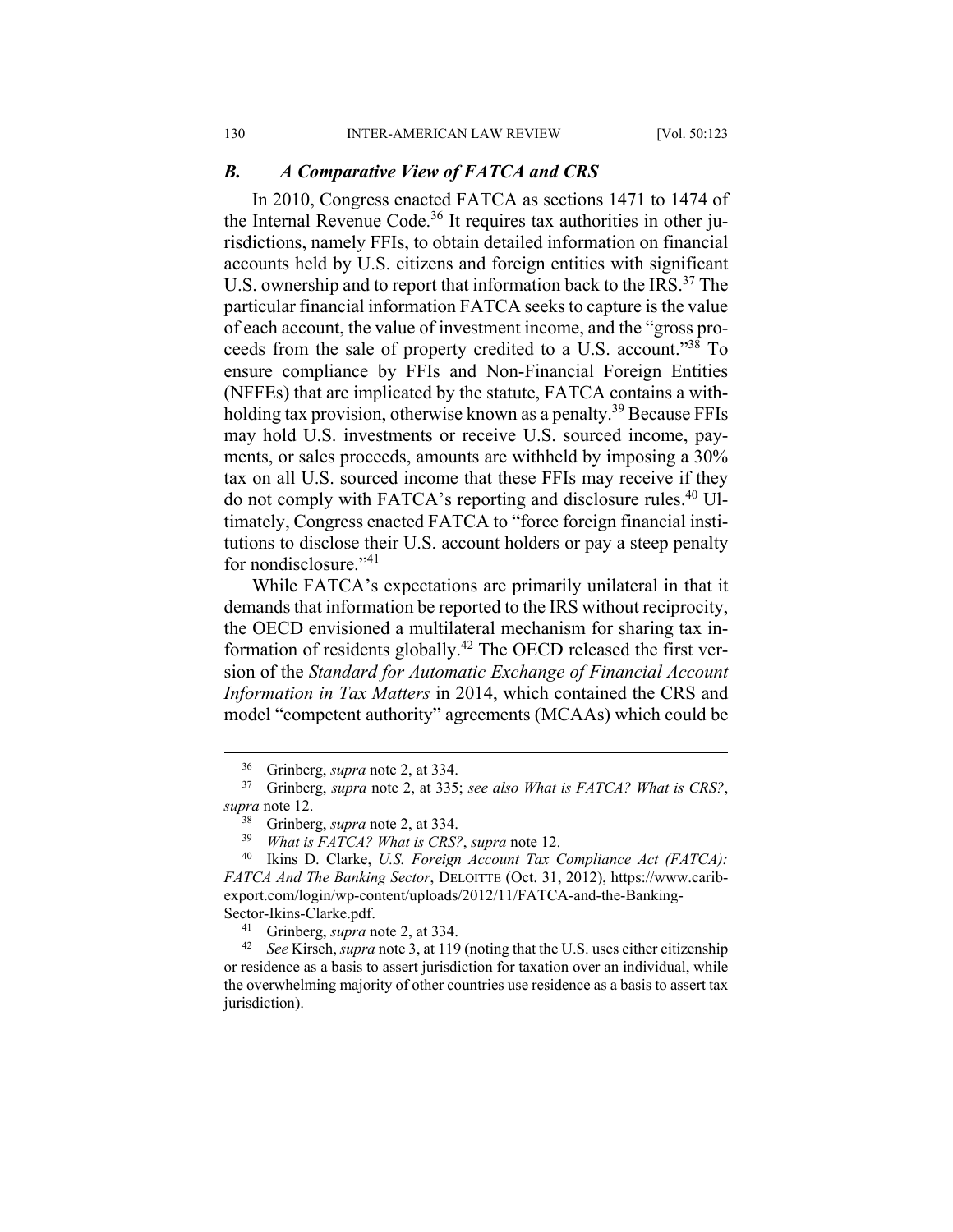### *B. A Comparative View of FATCA and CRS*

In 2010, Congress enacted FATCA as sections 1471 to 1474 of the Internal Revenue Code.[36] It requires tax authorities in other jurisdictions, namely FFIs, to obtain detailed information on financial accounts held by U.S. citizens and foreign entities with significant U.S. ownership and to report that information back to the IRS.[37] The particular financial information FATCA seeks to capture is the value of each account, the value of investment income, and the "gross proceeds from the sale of property credited to a U.S. account."[38] To ensure compliance by FFIs and Non-Financial Foreign Entities (NFFEs) that are implicated by the statute, FATCA contains a withholding tax provision, otherwise known as a penalty.[39] Because FFIs may hold U.S. investments or receive U.S. sourced income, payments, or sales proceeds, amounts are withheld by imposing a 30% tax on all U.S. sourced income that these FFIs may receive if they do not comply with FATCA's reporting and disclosure rules.[40] Ultimately, Congress enacted FATCA to "force foreign financial institutions to disclose their U.S. account holders or pay a steep penalty for nondisclosure."[41]

While FATCA's expectations are primarily unilateral in that it demands that information be reported to the IRS without reciprocity, the OECD envisioned a multilateral mechanism for sharing tax information of residents globally.[42] The OECD released the first version of the *Standard for Automatic Exchange of Financial Account Information in Tax Matters* in 2014, which contained the CRS and model "competent authority" agreements (MCAAs) which could be

---

[36] Grinberg, *supra* note 2, at 334.

[37] Grinberg, *supra* note 2, at 335; *see also What is FATCA? What is CRS?*, *supra* note 12.

[38] Grinberg, *supra* note 2, at 334.

[39] *What is FATCA? What is CRS?*, *supra* note 12.

[40] Ikins D. Clarke, *U.S. Foreign Account Tax Compliance Act (FATCA): FATCA And The Banking Sector*, DELOITTE (Oct. 31, 2012), https://www.carib-export.com/login/wp-content/uploads/2012/11/FATCA-and-the-Banking-Sector-Ikins-Clarke.pdf.

[41] Grinberg, *supra* note 2, at 334.

[42] *See* Kirsch, *supra* note 3, at 119 (noting that the U.S. uses either citizenship or residence as a basis to assert jurisdiction for taxation over an individual, while the overwhelming majority of other countries use residence as a basis to assert tax jurisdiction).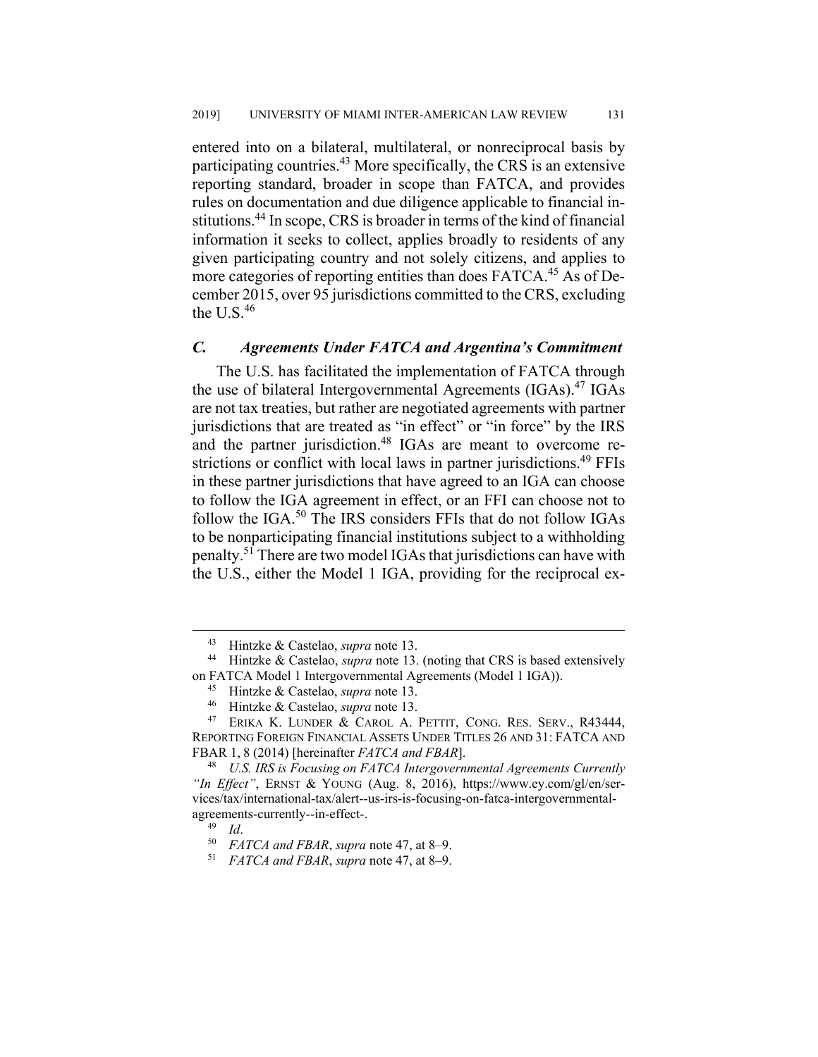entered into on a bilateral, multilateral, or nonreciprocal basis by participating countries.[43] More specifically, the CRS is an extensive reporting standard, broader in scope than FATCA, and provides rules on documentation and due diligence applicable to financial institutions.[44] In scope, CRS is broader in terms of the kind of financial information it seeks to collect, applies broadly to residents of any given participating country and not solely citizens, and applies to more categories of reporting entities than does FATCA.[45] As of December 2015, over 95 jurisdictions committed to the CRS, excluding the U.S.[46]

### *C. Agreements Under FATCA and Argentina's Commitment*

The U.S. has facilitated the implementation of FATCA through the use of bilateral Intergovernmental Agreements (IGAs).[47] IGAs are not tax treaties, but rather are negotiated agreements with partner jurisdictions that are treated as "in effect" or "in force" by the IRS and the partner jurisdiction.[48] IGAs are meant to overcome restrictions or conflict with local laws in partner jurisdictions.[49] FFIs in these partner jurisdictions that have agreed to an IGA can choose to follow the IGA agreement in effect, or an FFI can choose not to follow the IGA.[50] The IRS considers FFIs that do not follow IGAs to be nonparticipating financial institutions subject to a withholding penalty.[51] There are two model IGAs that jurisdictions can have with the U.S., either the Model 1 IGA, providing for the reciprocal ex-

---

[43] Hintzke & Castelao, *supra* note 13.

[44] Hintzke & Castelao, *supra* note 13. (noting that CRS is based extensively on FATCA Model 1 Intergovernmental Agreements (Model 1 IGA)).

[45] Hintzke & Castelao, *supra* note 13.

[46] Hintzke & Castelao, *supra* note 13.

[47] ERIKA K. LUNDER & CAROL A. PETTIT, CONG. RES. SERV., R43444, REPORTING FOREIGN FINANCIAL ASSETS UNDER TITLES 26 AND 31: FATCA AND FBAR 1, 8 (2014) [hereinafter *FATCA and FBAR*].

[48] *U.S. IRS is Focusing on FATCA Intergovernmental Agreements Currently "In Effect"*, ERNST & YOUNG (Aug. 8, 2016), https://www.ey.com/gl/en/services/tax/international-tax/alert--us-irs-is-focusing-on-fatca-intergovernmental-agreements-currently--in-effect-.

[49] *Id*.

[50] *FATCA and FBAR*, *supra* note 47, at 8–9.

[51] *FATCA and FBAR*, *supra* note 47, at 8–9.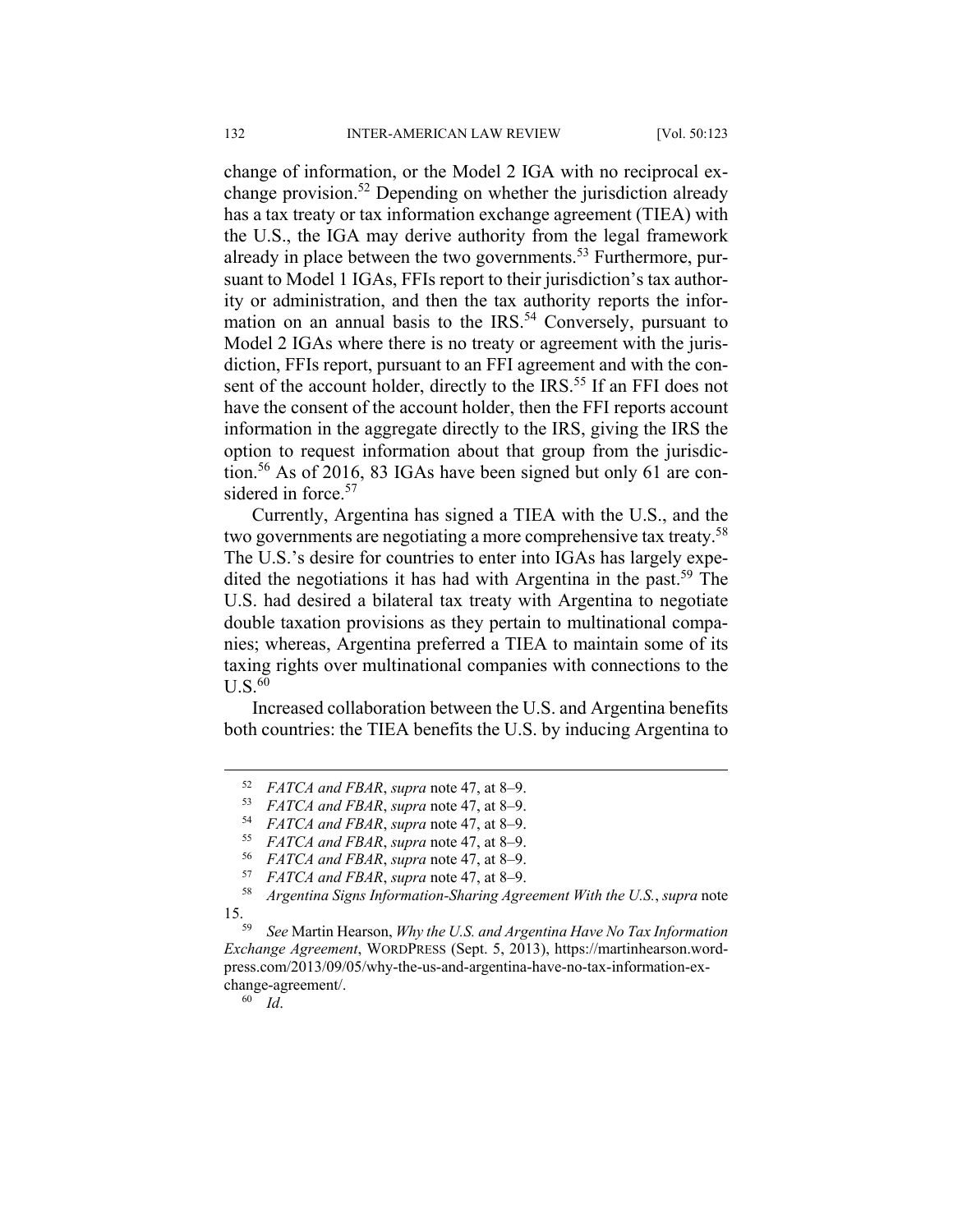change of information, or the Model 2 IGA with no reciprocal exchange provision.[52] Depending on whether the jurisdiction already has a tax treaty or tax information exchange agreement (TIEA) with the U.S., the IGA may derive authority from the legal framework already in place between the two governments.[53] Furthermore, pursuant to Model 1 IGAs, FFIs report to their jurisdiction's tax authority or administration, and then the tax authority reports the information on an annual basis to the IRS.[54] Conversely, pursuant to Model 2 IGAs where there is no treaty or agreement with the jurisdiction, FFIs report, pursuant to an FFI agreement and with the consent of the account holder, directly to the IRS.[55] If an FFI does not have the consent of the account holder, then the FFI reports account information in the aggregate directly to the IRS, giving the IRS the option to request information about that group from the jurisdiction.[56] As of 2016, 83 IGAs have been signed but only 61 are considered in force.[57]

Currently, Argentina has signed a TIEA with the U.S., and the two governments are negotiating a more comprehensive tax treaty.[58] The U.S.'s desire for countries to enter into IGAs has largely expedited the negotiations it has had with Argentina in the past.[59] The U.S. had desired a bilateral tax treaty with Argentina to negotiate double taxation provisions as they pertain to multinational companies; whereas, Argentina preferred a TIEA to maintain some of its taxing rights over multinational companies with connections to the U.S.[60]

Increased collaboration between the U.S. and Argentina benefits both countries: the TIEA benefits the U.S. by inducing Argentina to

---

[52] *FATCA and FBAR*, *supra* note 47, at 8–9.

[53] *FATCA and FBAR*, *supra* note 47, at 8–9.

[54] *FATCA and FBAR*, *supra* note 47, at 8–9.

[55] *FATCA and FBAR*, *supra* note 47, at 8–9.

[56] *FATCA and FBAR*, *supra* note 47, at 8–9.

[57] *FATCA and FBAR*, *supra* note 47, at 8–9.

[58] *Argentina Signs Information-Sharing Agreement With the U.S.*, *supra* note 15.

[59] *See* Martin Hearson, *Why the U.S. and Argentina Have No Tax Information Exchange Agreement*, WORDPRESS (Sept. 5, 2013), https://martinhearson.wordpress.com/2013/09/05/why-the-us-and-argentina-have-no-tax-information-exchange-agreement/.

[60] *Id*.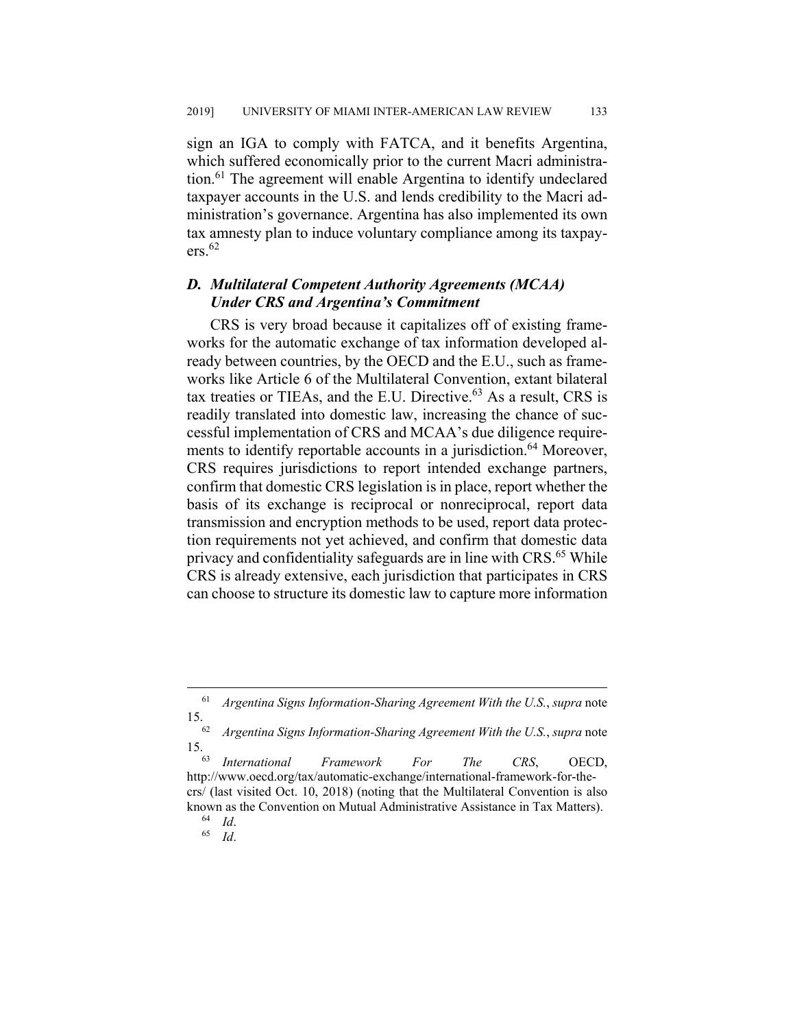sign an IGA to comply with FATCA, and it benefits Argentina, which suffered economically prior to the current Macri administration.[61] The agreement will enable Argentina to identify undeclared taxpayer accounts in the U.S. and lends credibility to the Macri administration's governance. Argentina has also implemented its own tax amnesty plan to induce voluntary compliance among its taxpayers.[62]

### *D. Multilateral Competent Authority Agreements (MCAA) Under CRS and Argentina's Commitment*

CRS is very broad because it capitalizes off of existing frameworks for the automatic exchange of tax information developed already between countries, by the OECD and the E.U., such as frameworks like Article 6 of the Multilateral Convention, extant bilateral tax treaties or TIEAs, and the E.U. Directive.[63] As a result, CRS is readily translated into domestic law, increasing the chance of successful implementation of CRS and MCAA's due diligence requirements to identify reportable accounts in a jurisdiction.[64] Moreover, CRS requires jurisdictions to report intended exchange partners, confirm that domestic CRS legislation is in place, report whether the basis of its exchange is reciprocal or nonreciprocal, report data transmission and encryption methods to be used, report data protection requirements not yet achieved, and confirm that domestic data privacy and confidentiality safeguards are in line with CRS.[65] While CRS is already extensive, each jurisdiction that participates in CRS can choose to structure its domestic law to capture more information

---

[61] *Argentina Signs Information-Sharing Agreement With the U.S.*, *supra* note 15.

[62] *Argentina Signs Information-Sharing Agreement With the U.S.*, *supra* note 15.

[63] *International Framework For The CRS*, OECD, http://www.oecd.org/tax/automatic-exchange/international-framework-for-the-crs/ (last visited Oct. 10, 2018) (noting that the Multilateral Convention is also known as the Convention on Mutual Administrative Assistance in Tax Matters).

[64] *Id*.

[65] *Id*.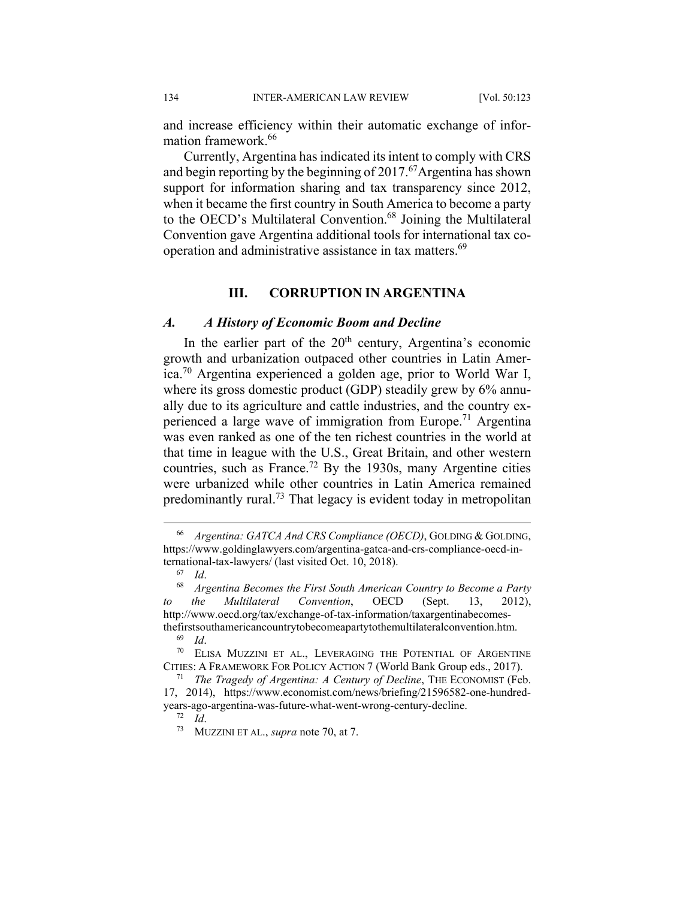and increase efficiency within their automatic exchange of information framework.[66]

Currently, Argentina has indicated its intent to comply with CRS and begin reporting by the beginning of 2017.[67] Argentina has shown support for information sharing and tax transparency since 2012, when it became the first country in South America to become a party to the OECD's Multilateral Convention.[68] Joining the Multilateral Convention gave Argentina additional tools for international tax cooperation and administrative assistance in tax matters.[69]

## III. CORRUPTION IN ARGENTINA

### *A. A History of Economic Boom and Decline*

In the earlier part of the 20th century, Argentina's economic growth and urbanization outpaced other countries in Latin America.[70] Argentina experienced a golden age, prior to World War I, where its gross domestic product (GDP) steadily grew by 6% annually due to its agriculture and cattle industries, and the country experienced a large wave of immigration from Europe.[71] Argentina was even ranked as one of the ten richest countries in the world at that time in league with the U.S., Great Britain, and other western countries, such as France.[72] By the 1930s, many Argentine cities were urbanized while other countries in Latin America remained predominantly rural.[73] That legacy is evident today in metropolitan

---

[66] *Argentina: GATCA And CRS Compliance (OECD)*, GOLDING & GOLDING, https://www.goldinglawyers.com/argentina-gatca-and-crs-compliance-oecd-international-tax-lawyers/ (last visited Oct. 10, 2018).

[67] *Id*.

[68] *Argentina Becomes the First South American Country to Become a Party to the Multilateral Convention*, OECD (Sept. 13, 2012), http://www.oecd.org/tax/exchange-of-tax-information/taxargentinabecomesthefirstsouthamericancountrytobecomeapartytothemultilateralconvention.htm.

[69] *Id*.

[70] ELISA MUZZINI ET AL., LEVERAGING THE POTENTIAL OF ARGENTINE CITIES: A FRAMEWORK FOR POLICY ACTION 7 (World Bank Group eds., 2017).

[71] *The Tragedy of Argentina: A Century of Decline*, THE ECONOMIST (Feb. 17, 2014), https://www.economist.com/news/briefing/21596582-one-hundred-years-ago-argentina-was-future-what-went-wrong-century-decline.

[72] *Id*.

[73] MUZZINI ET AL., *supra* note 70, at 7.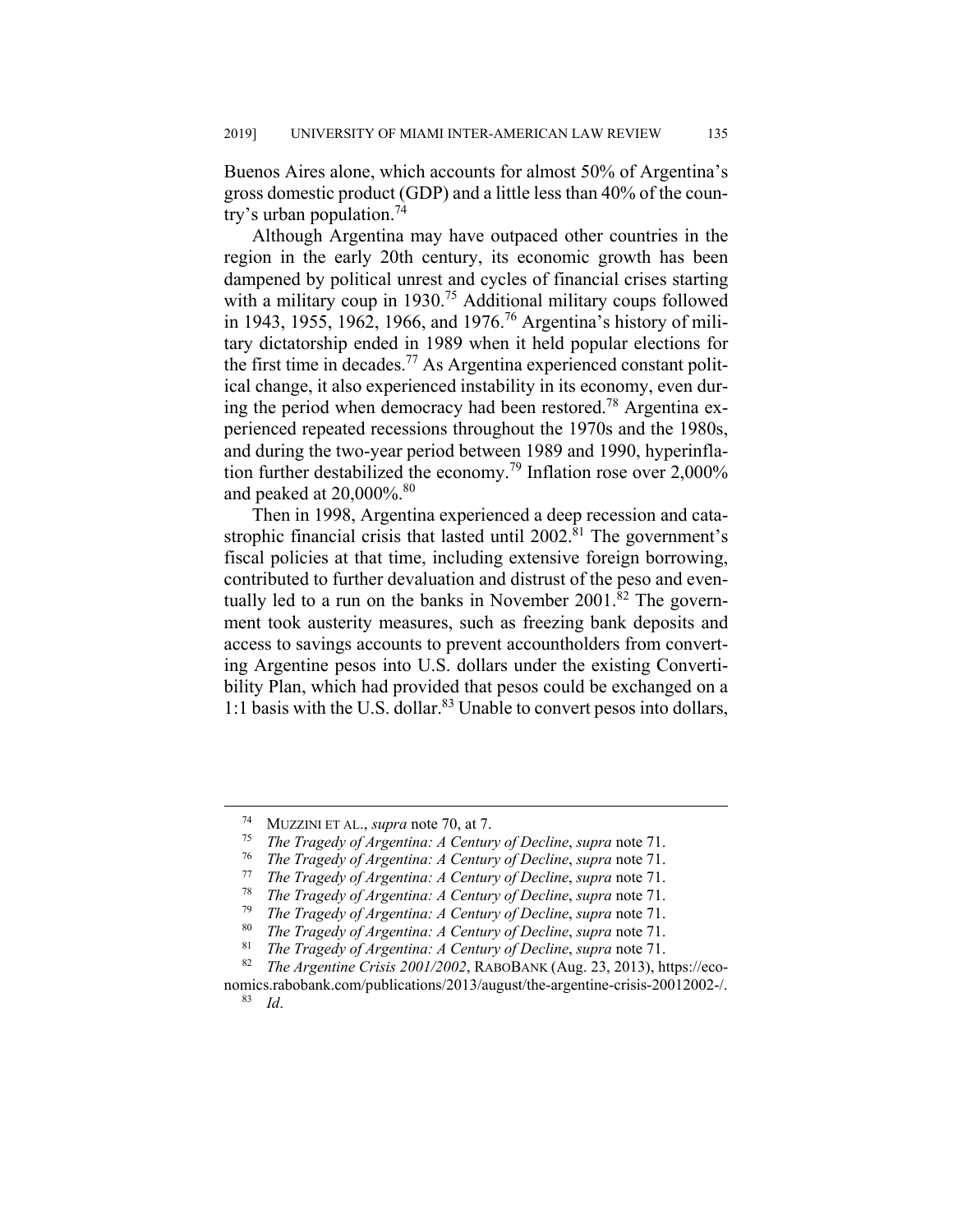Buenos Aires alone, which accounts for almost 50% of Argentina's gross domestic product (GDP) and a little less than 40% of the country's urban population.[74]

Although Argentina may have outpaced other countries in the region in the early 20th century, its economic growth has been dampened by political unrest and cycles of financial crises starting with a military coup in 1930.[75] Additional military coups followed in 1943, 1955, 1962, 1966, and 1976.[76] Argentina's history of military dictatorship ended in 1989 when it held popular elections for the first time in decades.[77] As Argentina experienced constant political change, it also experienced instability in its economy, even during the period when democracy had been restored.[78] Argentina experienced repeated recessions throughout the 1970s and the 1980s, and during the two-year period between 1989 and 1990, hyperinflation further destabilized the economy.[79] Inflation rose over 2,000% and peaked at 20,000%.[80]

Then in 1998, Argentina experienced a deep recession and catastrophic financial crisis that lasted until 2002.[81] The government's fiscal policies at that time, including extensive foreign borrowing, contributed to further devaluation and distrust of the peso and eventually led to a run on the banks in November 2001.[82] The government took austerity measures, such as freezing bank deposits and access to savings accounts to prevent accountholders from converting Argentine pesos into U.S. dollars under the existing Convertibility Plan, which had provided that pesos could be exchanged on a 1:1 basis with the U.S. dollar.[83] Unable to convert pesos into dollars,

---

[74] MUZZINI ET AL., *supra* note 70, at 7.

[75] *The Tragedy of Argentina: A Century of Decline*, *supra* note 71.

[76] *The Tragedy of Argentina: A Century of Decline*, *supra* note 71.

[77] *The Tragedy of Argentina: A Century of Decline*, *supra* note 71.

[78] *The Tragedy of Argentina: A Century of Decline*, *supra* note 71.

[79] *The Tragedy of Argentina: A Century of Decline*, *supra* note 71.

[80] *The Tragedy of Argentina: A Century of Decline*, *supra* note 71.

[81] *The Tragedy of Argentina: A Century of Decline*, *supra* note 71.

[82] *The Argentine Crisis 2001/2002*, RABOBANK (Aug. 23, 2013), https://economics.rabobank.com/publications/2013/august/the-argentine-crisis-20012002-/.

[83] *Id*.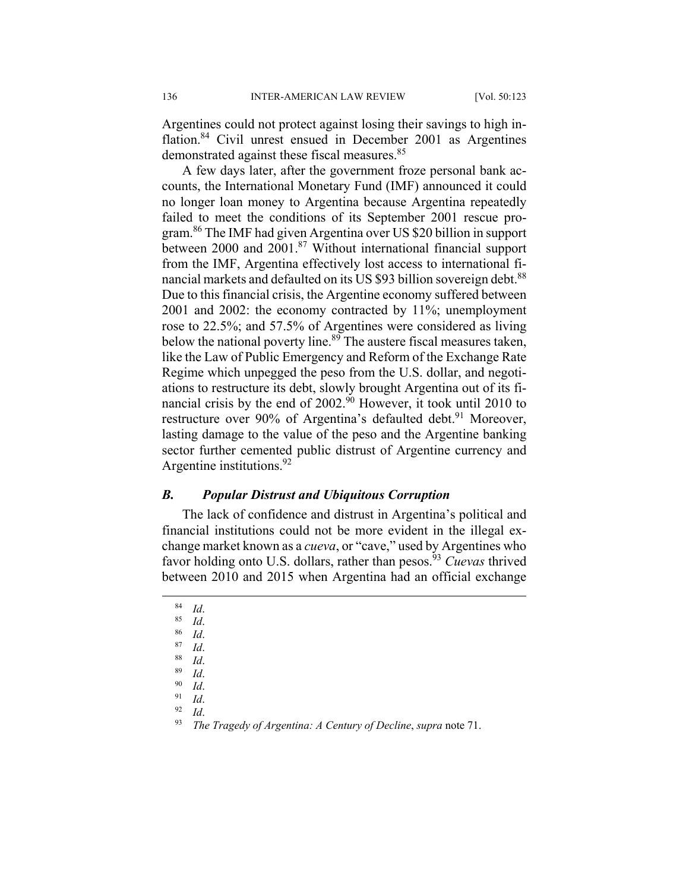Argentines could not protect against losing their savings to high inflation.[84] Civil unrest ensued in December 2001 as Argentines demonstrated against these fiscal measures.[85]

A few days later, after the government froze personal bank accounts, the International Monetary Fund (IMF) announced it could no longer loan money to Argentina because Argentina repeatedly failed to meet the conditions of its September 2001 rescue program.[86] The IMF had given Argentina over US $20 billion in support between 2000 and 2001.[87] Without international financial support from the IMF, Argentina effectively lost access to international financial markets and defaulted on its US $93 billion sovereign debt.[88] Due to this financial crisis, the Argentine economy suffered between 2001 and 2002: the economy contracted by 11%; unemployment rose to 22.5%; and 57.5% of Argentines were considered as living below the national poverty line.[89] The austere fiscal measures taken, like the Law of Public Emergency and Reform of the Exchange Rate Regime which unpegged the peso from the U.S. dollar, and negotiations to restructure its debt, slowly brought Argentina out of its financial crisis by the end of 2002.[90] However, it took until 2010 to restructure over 90% of Argentina's defaulted debt.[91] Moreover, lasting damage to the value of the peso and the Argentine banking sector further cemented public distrust of Argentine currency and Argentine institutions.[92]

### *B. Popular Distrust and Ubiquitous Corruption*

The lack of confidence and distrust in Argentina's political and financial institutions could not be more evident in the illegal exchange market known as a *cueva*, or "cave," used by Argentines who favor holding onto U.S. dollars, rather than pesos.[93] *Cuevas* thrived between 2010 and 2015 when Argentina had an official exchange

---

[84] *Id*.
[85] *Id*.
[86] *Id*.
[87] *Id*.
[88] *Id*.
[89] *Id*.
[90] *Id*.
[91] *Id*.
[92] *Id*.
[93] *The Tragedy of Argentina: A Century of Decline*, *supra* note 71.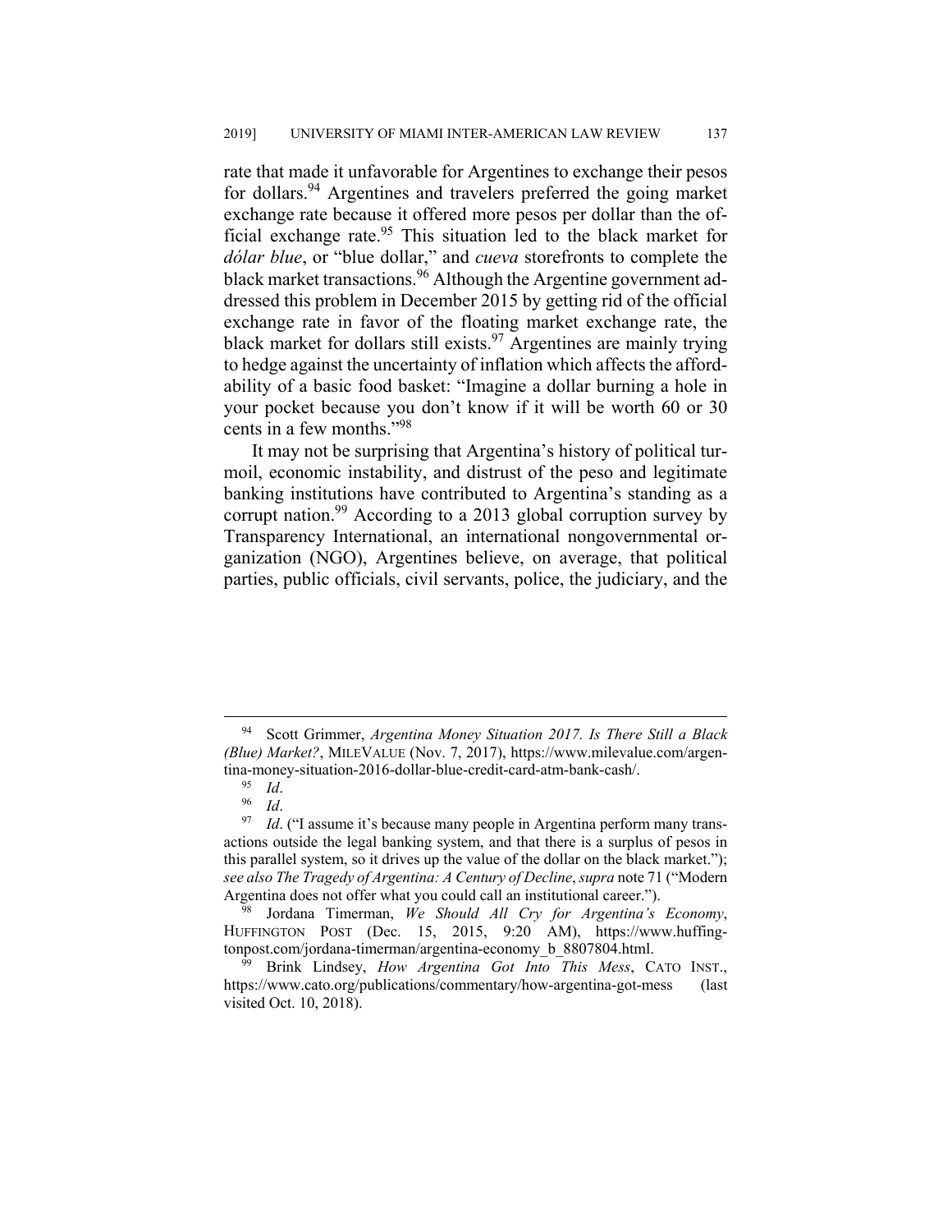rate that made it unfavorable for Argentines to exchange their pesos for dollars.[94] Argentines and travelers preferred the going market exchange rate because it offered more pesos per dollar than the official exchange rate.[95] This situation led to the black market for *dólar blue*, or "blue dollar," and *cueva* storefronts to complete the black market transactions.[96] Although the Argentine government addressed this problem in December 2015 by getting rid of the official exchange rate in favor of the floating market exchange rate, the black market for dollars still exists.[97] Argentines are mainly trying to hedge against the uncertainty of inflation which affects the affordability of a basic food basket: "Imagine a dollar burning a hole in your pocket because you don't know if it will be worth 60 or 30 cents in a few months."[98]

It may not be surprising that Argentina's history of political turmoil, economic instability, and distrust of the peso and legitimate banking institutions have contributed to Argentina's standing as a corrupt nation.[99] According to a 2013 global corruption survey by Transparency International, an international nongovernmental organization (NGO), Argentines believe, on average, that political parties, public officials, civil servants, police, the judiciary, and the

---

[94] Scott Grimmer, *Argentina Money Situation 2017. Is There Still a Black (Blue) Market?*, MILEVALUE (Nov. 7, 2017), https://www.milevalue.com/argentina-money-situation-2016-dollar-blue-credit-card-atm-bank-cash/.

[95] *Id*.

[96] *Id*.

[97] *Id*. ("I assume it's because many people in Argentina perform many transactions outside the legal banking system, and that there is a surplus of pesos in this parallel system, so it drives up the value of the dollar on the black market."); *see also The Tragedy of Argentina: A Century of Decline*, *supra* note 71 ("Modern Argentina does not offer what you could call an institutional career.").

[98] Jordana Timerman, *We Should All Cry for Argentina's Economy*, HUFFINGTON POST (Dec. 15, 2015, 9:20 AM), https://www.huffingtonpost.com/jordana-timerman/argentina-economy_b_8807804.html.

[99] Brink Lindsey, *How Argentina Got Into This Mess*, CATO INST., https://www.cato.org/publications/commentary/how-argentina-got-mess (last visited Oct. 10, 2018).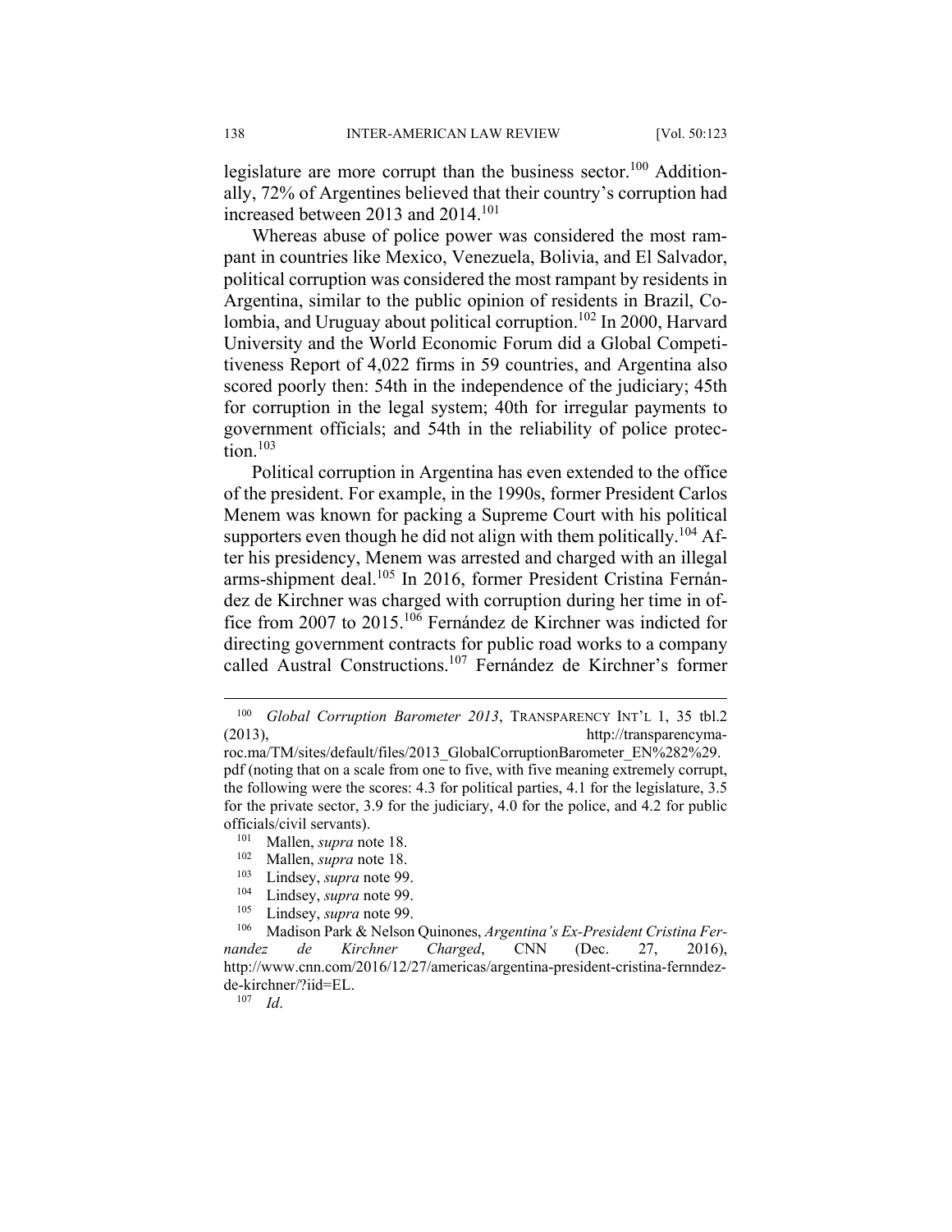legislature are more corrupt than the business sector.[100] Additionally, 72% of Argentines believed that their country's corruption had increased between 2013 and 2014.[101]

Whereas abuse of police power was considered the most rampant in countries like Mexico, Venezuela, Bolivia, and El Salvador, political corruption was considered the most rampant by residents in Argentina, similar to the public opinion of residents in Brazil, Colombia, and Uruguay about political corruption.[102] In 2000, Harvard University and the World Economic Forum did a Global Competitiveness Report of 4,022 firms in 59 countries, and Argentina also scored poorly then: 54th in the independence of the judiciary; 45th for corruption in the legal system; 40th for irregular payments to government officials; and 54th in the reliability of police protection.[103]

Political corruption in Argentina has even extended to the office of the president. For example, in the 1990s, former President Carlos Menem was known for packing a Supreme Court with his political supporters even though he did not align with them politically.[104] After his presidency, Menem was arrested and charged with an illegal arms-shipment deal.[105] In 2016, former President Cristina Fernández de Kirchner was charged with corruption during her time in office from 2007 to 2015.[106] Fernández de Kirchner was indicted for directing government contracts for public road works to a company called Austral Constructions.[107] Fernández de Kirchner's former

---

[100] *Global Corruption Barometer 2013*, TRANSPARENCY INT'L 1, 35 tbl.2 (2013), http://transparencymaroc.ma/TM/sites/default/files/2013_GlobalCorruptionBarometer_EN%282%29.pdf (noting that on a scale from one to five, with five meaning extremely corrupt, the following were the scores: 4.3 for political parties, 4.1 for the legislature, 3.5 for the private sector, 3.9 for the judiciary, 4.0 for the police, and 4.2 for public officials/civil servants).

[101] Mallen, *supra* note 18.

[102] Mallen, *supra* note 18.

[103] Lindsey, *supra* note 99.

[104] Lindsey, *supra* note 99.

[105] Lindsey, *supra* note 99.

[106] Madison Park & Nelson Quinones, *Argentina's Ex-President Cristina Fernandez de Kirchner Charged*, CNN (Dec. 27, 2016), http://www.cnn.com/2016/12/27/americas/argentina-president-cristina-fernndez-de-kirchner/?iid=EL.

[107] *Id*.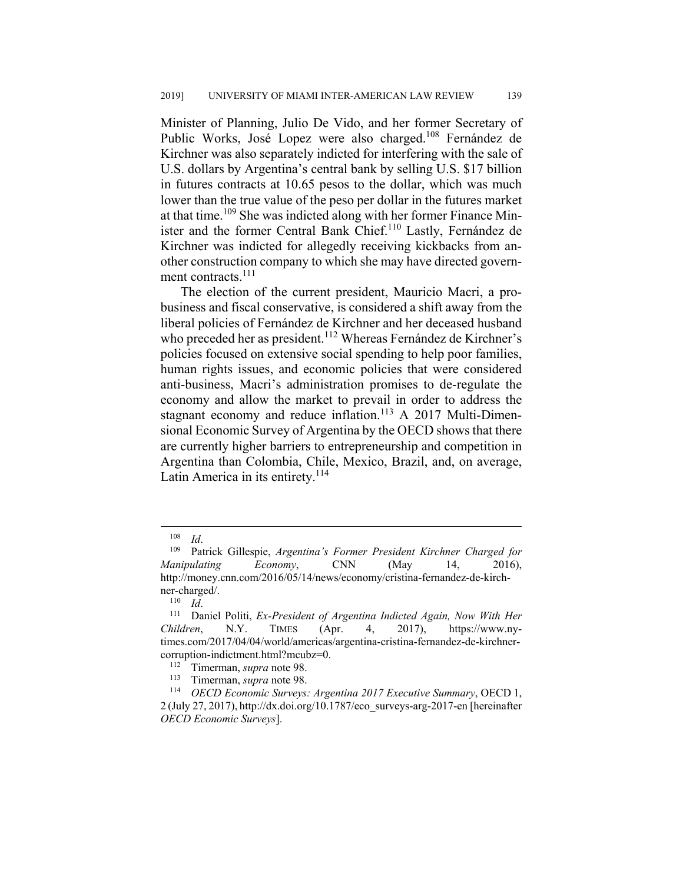Minister of Planning, Julio De Vido, and her former Secretary of Public Works, José Lopez were also charged.[108] Fernández de Kirchner was also separately indicted for interfering with the sale of U.S. dollars by Argentina's central bank by selling U.S. $17 billion in futures contracts at 10.65 pesos to the dollar, which was much lower than the true value of the peso per dollar in the futures market at that time.[109] She was indicted along with her former Finance Minister and the former Central Bank Chief.[110] Lastly, Fernández de Kirchner was indicted for allegedly receiving kickbacks from another construction company to which she may have directed government contracts.[111]

The election of the current president, Mauricio Macri, a pro-business and fiscal conservative, is considered a shift away from the liberal policies of Fernández de Kirchner and her deceased husband who preceded her as president.[112] Whereas Fernández de Kirchner's policies focused on extensive social spending to help poor families, human rights issues, and economic policies that were considered anti-business, Macri's administration promises to de-regulate the economy and allow the market to prevail in order to address the stagnant economy and reduce inflation.[113] A 2017 Multi-Dimensional Economic Survey of Argentina by the OECD shows that there are currently higher barriers to entrepreneurship and competition in Argentina than Colombia, Chile, Mexico, Brazil, and, on average, Latin America in its entirety.[114]

---

[108] *Id*.

[109] Patrick Gillespie, *Argentina's Former President Kirchner Charged for Manipulating Economy*, CNN (May 14, 2016), http://money.cnn.com/2016/05/14/news/economy/cristina-fernandez-de-kirchner-charged/.

[110] *Id*.

[111] Daniel Politi, *Ex-President of Argentina Indicted Again, Now With Her Children*, N.Y. TIMES (Apr. 4, 2017), https://www.nytimes.com/2017/04/04/world/americas/argentina-cristina-fernandez-de-kirchner-corruption-indictment.html?mcubz=0.

[112] Timerman, *supra* note 98.

[113] Timerman, *supra* note 98.

[114] *OECD Economic Surveys: Argentina 2017 Executive Summary*, OECD 1, 2 (July 27, 2017), http://dx.doi.org/10.1787/eco_surveys-arg-2017-en [hereinafter *OECD Economic Surveys*].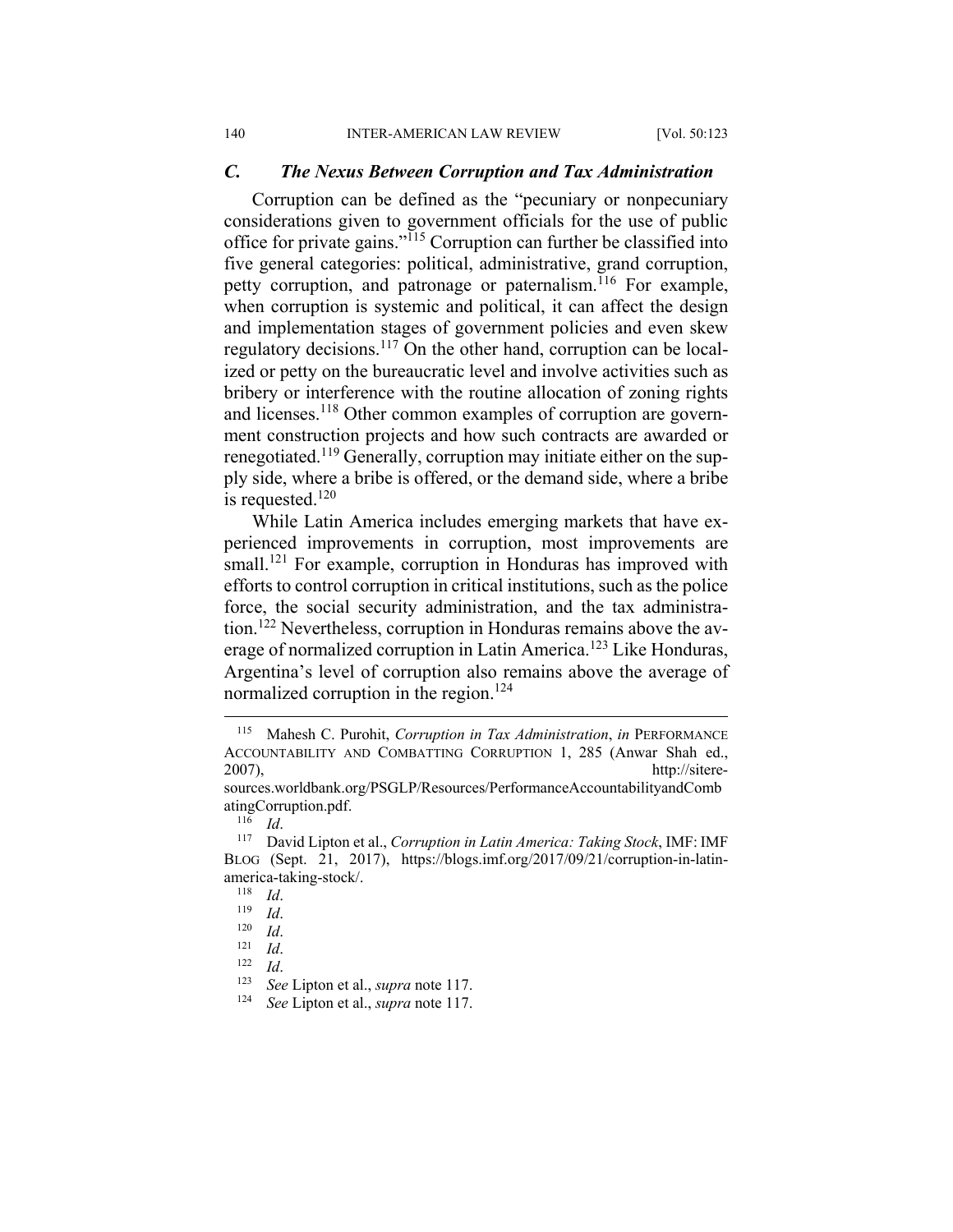### *C. The Nexus Between Corruption and Tax Administration*

Corruption can be defined as the "pecuniary or nonpecuniary considerations given to government officials for the use of public office for private gains."[115] Corruption can further be classified into five general categories: political, administrative, grand corruption, petty corruption, and patronage or paternalism.[116] For example, when corruption is systemic and political, it can affect the design and implementation stages of government policies and even skew regulatory decisions.[117] On the other hand, corruption can be localized or petty on the bureaucratic level and involve activities such as bribery or interference with the routine allocation of zoning rights and licenses.[118] Other common examples of corruption are government construction projects and how such contracts are awarded or renegotiated.[119] Generally, corruption may initiate either on the supply side, where a bribe is offered, or the demand side, where a bribe is requested.[120]

While Latin America includes emerging markets that have experienced improvements in corruption, most improvements are small.[121] For example, corruption in Honduras has improved with efforts to control corruption in critical institutions, such as the police force, the social security administration, and the tax administration.[122] Nevertheless, corruption in Honduras remains above the average of normalized corruption in Latin America.[123] Like Honduras, Argentina's level of corruption also remains above the average of normalized corruption in the region.[124]

---

[115] Mahesh C. Purohit, *Corruption in Tax Administration*, *in* PERFORMANCE ACCOUNTABILITY AND COMBATTING CORRUPTION 1, 285 (Anwar Shah ed., 2007), http://siteresources.worldbank.org/PSGLP/Resources/PerformanceAccountabilityandCombatingCorruption.pdf.

[116] *Id*.

[117] David Lipton et al., *Corruption in Latin America: Taking Stock*, IMF: IMF BLOG (Sept. 21, 2017), https://blogs.imf.org/2017/09/21/corruption-in-latin-america-taking-stock/.

[118] *Id*.

[119] *Id*.

[120] *Id*.

[121] *Id*.

[122] *Id*.

[123] *See* Lipton et al., *supra* note 117.

[124] *See* Lipton et al., *supra* note 117.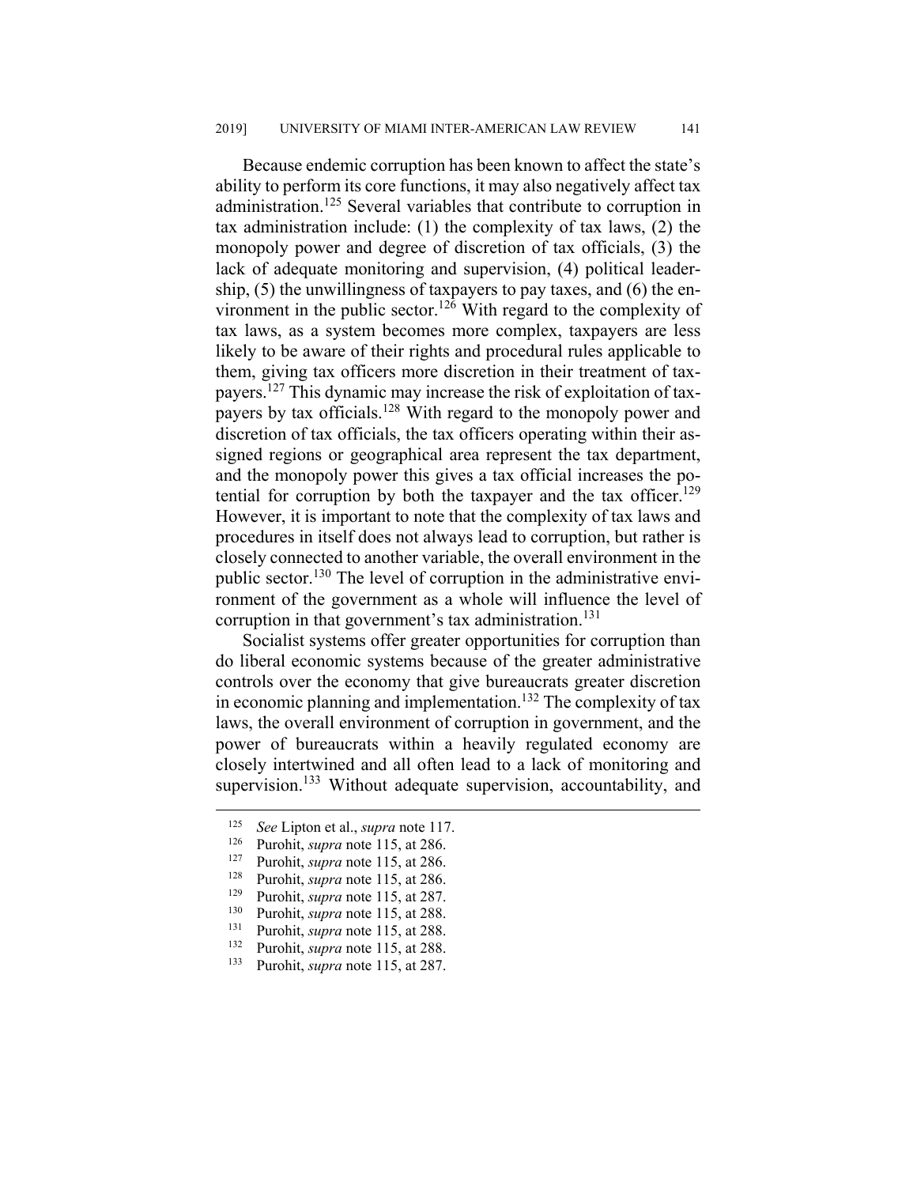Because endemic corruption has been known to affect the state's ability to perform its core functions, it may also negatively affect tax administration.[125] Several variables that contribute to corruption in tax administration include: (1) the complexity of tax laws, (2) the monopoly power and degree of discretion of tax officials, (3) the lack of adequate monitoring and supervision, (4) political leadership, (5) the unwillingness of taxpayers to pay taxes, and (6) the environment in the public sector.[126] With regard to the complexity of tax laws, as a system becomes more complex, taxpayers are less likely to be aware of their rights and procedural rules applicable to them, giving tax officers more discretion in their treatment of taxpayers.[127] This dynamic may increase the risk of exploitation of taxpayers by tax officials.[128] With regard to the monopoly power and discretion of tax officials, the tax officers operating within their assigned regions or geographical area represent the tax department, and the monopoly power this gives a tax official increases the potential for corruption by both the taxpayer and the tax officer.[129] However, it is important to note that the complexity of tax laws and procedures in itself does not always lead to corruption, but rather is closely connected to another variable, the overall environment in the public sector.[130] The level of corruption in the administrative environment of the government as a whole will influence the level of corruption in that government's tax administration.[131]

Socialist systems offer greater opportunities for corruption than do liberal economic systems because of the greater administrative controls over the economy that give bureaucrats greater discretion in economic planning and implementation.[132] The complexity of tax laws, the overall environment of corruption in government, and the power of bureaucrats within a heavily regulated economy are closely intertwined and all often lead to a lack of monitoring and supervision.[133] Without adequate supervision, accountability, and

---

[125] *See* Lipton et al., *supra* note 117.

[126] Purohit, *supra* note 115, at 286.

[127] Purohit, *supra* note 115, at 286.

[128] Purohit, *supra* note 115, at 286.

[129] Purohit, *supra* note 115, at 287.

[130] Purohit, *supra* note 115, at 288.

[131] Purohit, *supra* note 115, at 288.

[132] Purohit, *supra* note 115, at 288.

[133] Purohit, *supra* note 115, at 287.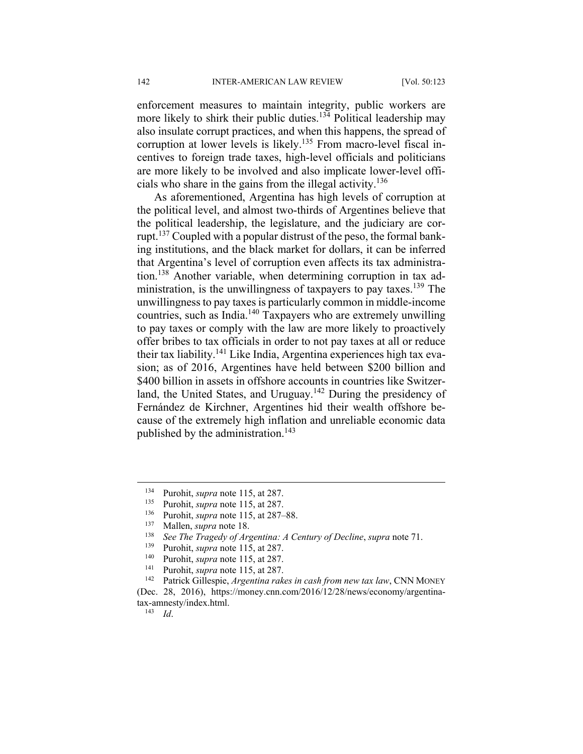enforcement measures to maintain integrity, public workers are more likely to shirk their public duties.[134] Political leadership may also insulate corrupt practices, and when this happens, the spread of corruption at lower levels is likely.[135] From macro-level fiscal incentives to foreign trade taxes, high-level officials and politicians are more likely to be involved and also implicate lower-level officials who share in the gains from the illegal activity.[136]

As aforementioned, Argentina has high levels of corruption at the political level, and almost two-thirds of Argentines believe that the political leadership, the legislature, and the judiciary are corrupt.[137] Coupled with a popular distrust of the peso, the formal banking institutions, and the black market for dollars, it can be inferred that Argentina's level of corruption even affects its tax administration.[138] Another variable, when determining corruption in tax administration, is the unwillingness of taxpayers to pay taxes.[139] The unwillingness to pay taxes is particularly common in middle-income countries, such as India.[140] Taxpayers who are extremely unwilling to pay taxes or comply with the law are more likely to proactively offer bribes to tax officials in order to not pay taxes at all or reduce their tax liability.[141] Like India, Argentina experiences high tax evasion; as of 2016, Argentines have held between $200 billion and $400 billion in assets in offshore accounts in countries like Switzerland, the United States, and Uruguay.[142] During the presidency of Fernández de Kirchner, Argentines hid their wealth offshore because of the extremely high inflation and unreliable economic data published by the administration.[143]

---

[134] Purohit, *supra* note 115, at 287.

[135] Purohit, *supra* note 115, at 287.

[136] Purohit, *supra* note 115, at 287–88.

[137] Mallen, *supra* note 18.

[138] *See The Tragedy of Argentina: A Century of Decline*, *supra* note 71.

[139] Purohit, *supra* note 115, at 287.

[140] Purohit, *supra* note 115, at 287.

[141] Purohit, *supra* note 115, at 287.

[142] Patrick Gillespie, *Argentina rakes in cash from new tax law*, CNN MONEY (Dec. 28, 2016), https://money.cnn.com/2016/12/28/news/economy/argentina-tax-amnesty/index.html.

[143] *Id*.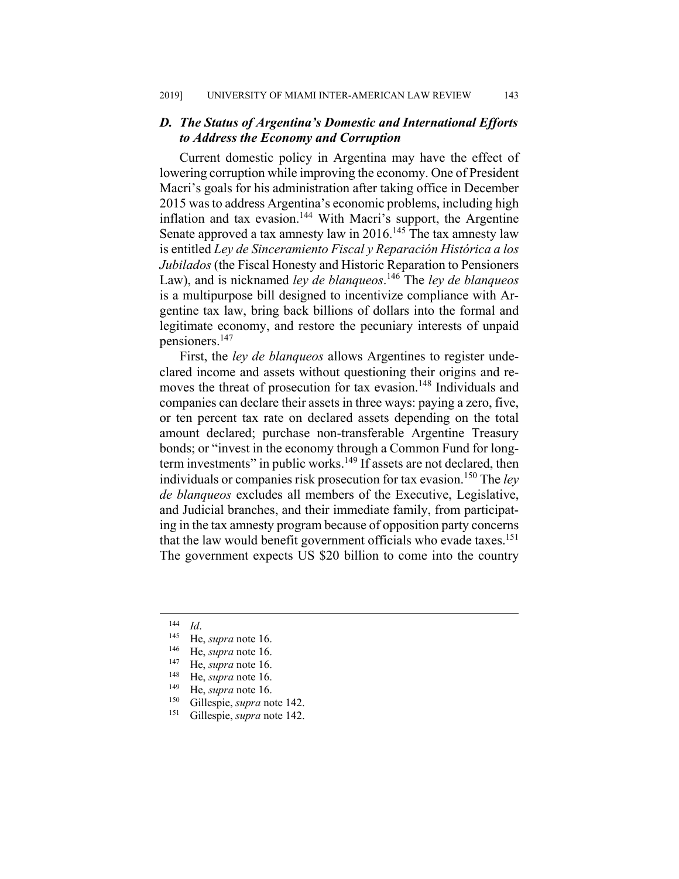### *D. The Status of Argentina's Domestic and International Efforts to Address the Economy and Corruption*

Current domestic policy in Argentina may have the effect of lowering corruption while improving the economy. One of President Macri's goals for his administration after taking office in December 2015 was to address Argentina's economic problems, including high inflation and tax evasion.[144] With Macri's support, the Argentine Senate approved a tax amnesty law in 2016.[145] The tax amnesty law is entitled *Ley de Sinceramiento Fiscal y Reparación Histórica a los Jubilados* (the Fiscal Honesty and Historic Reparation to Pensioners Law), and is nicknamed *ley de blanqueos*.[146] The *ley de blanqueos* is a multipurpose bill designed to incentivize compliance with Argentine tax law, bring back billions of dollars into the formal and legitimate economy, and restore the pecuniary interests of unpaid pensioners.[147]

First, the *ley de blanqueos* allows Argentines to register undeclared income and assets without questioning their origins and removes the threat of prosecution for tax evasion.[148] Individuals and companies can declare their assets in three ways: paying a zero, five, or ten percent tax rate on declared assets depending on the total amount declared; purchase non-transferable Argentine Treasury bonds; or "invest in the economy through a Common Fund for long-term investments" in public works.[149] If assets are not declared, then individuals or companies risk prosecution for tax evasion.[150] The *ley de blanqueos* excludes all members of the Executive, Legislative, and Judicial branches, and their immediate family, from participating in the tax amnesty program because of opposition party concerns that the law would benefit government officials who evade taxes.[151] The government expects US $20 billion to come into the country

---

[144] *Id*.
[145] He, *supra* note 16.
[146] He, *supra* note 16.
[147] He, *supra* note 16.
[148] He, *supra* note 16.
[149] He, *supra* note 16.
[150] Gillespie, *supra* note 142.
[151] Gillespie, *supra* note 142.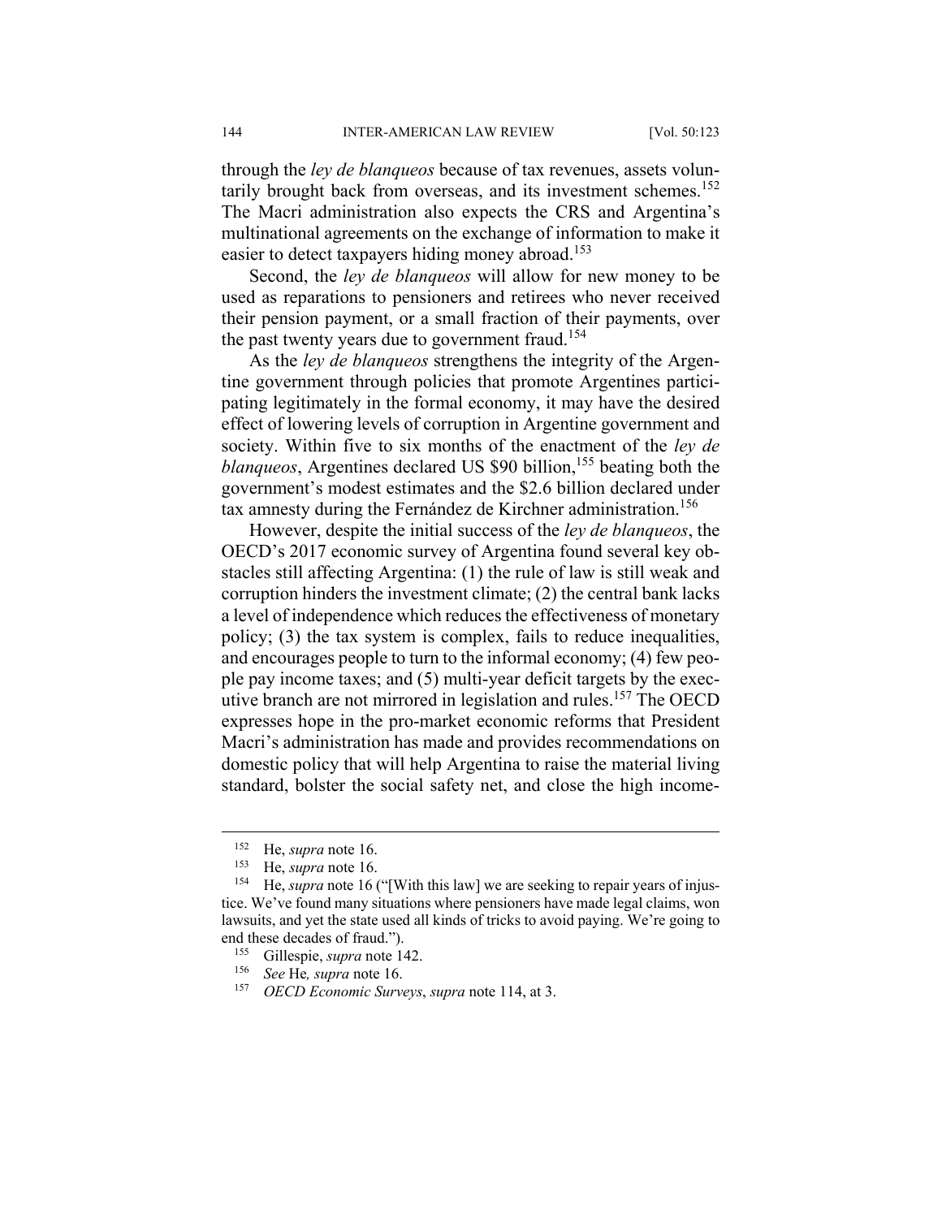through the *ley de blanqueos* because of tax revenues, assets voluntarily brought back from overseas, and its investment schemes.[152] The Macri administration also expects the CRS and Argentina's multinational agreements on the exchange of information to make it easier to detect taxpayers hiding money abroad.[153]

Second, the *ley de blanqueos* will allow for new money to be used as reparations to pensioners and retirees who never received their pension payment, or a small fraction of their payments, over the past twenty years due to government fraud.[154]

As the *ley de blanqueos* strengthens the integrity of the Argentine government through policies that promote Argentines participating legitimately in the formal economy, it may have the desired effect of lowering levels of corruption in Argentine government and society. Within five to six months of the enactment of the *ley de blanqueos*, Argentines declared US $90 billion,[155] beating both the government's modest estimates and the $2.6 billion declared under tax amnesty during the Fernández de Kirchner administration.[156]

However, despite the initial success of the *ley de blanqueos*, the OECD's 2017 economic survey of Argentina found several key obstacles still affecting Argentina: (1) the rule of law is still weak and corruption hinders the investment climate; (2) the central bank lacks a level of independence which reduces the effectiveness of monetary policy; (3) the tax system is complex, fails to reduce inequalities, and encourages people to turn to the informal economy; (4) few people pay income taxes; and (5) multi-year deficit targets by the executive branch are not mirrored in legislation and rules.[157] The OECD expresses hope in the pro-market economic reforms that President Macri's administration has made and provides recommendations on domestic policy that will help Argentina to raise the material living standard, bolster the social safety net, and close the high income-

---

[152] He, *supra* note 16.

[153] He, *supra* note 16.

[154] He, *supra* note 16 ("[With this law] we are seeking to repair years of injustice. We've found many situations where pensioners have made legal claims, won lawsuits, and yet the state used all kinds of tricks to avoid paying. We're going to end these decades of fraud.").

[155] Gillespie, *supra* note 142.

[156] *See* He*, supra* note 16.

[157] *OECD Economic Surveys*, *supra* note 114, at 3.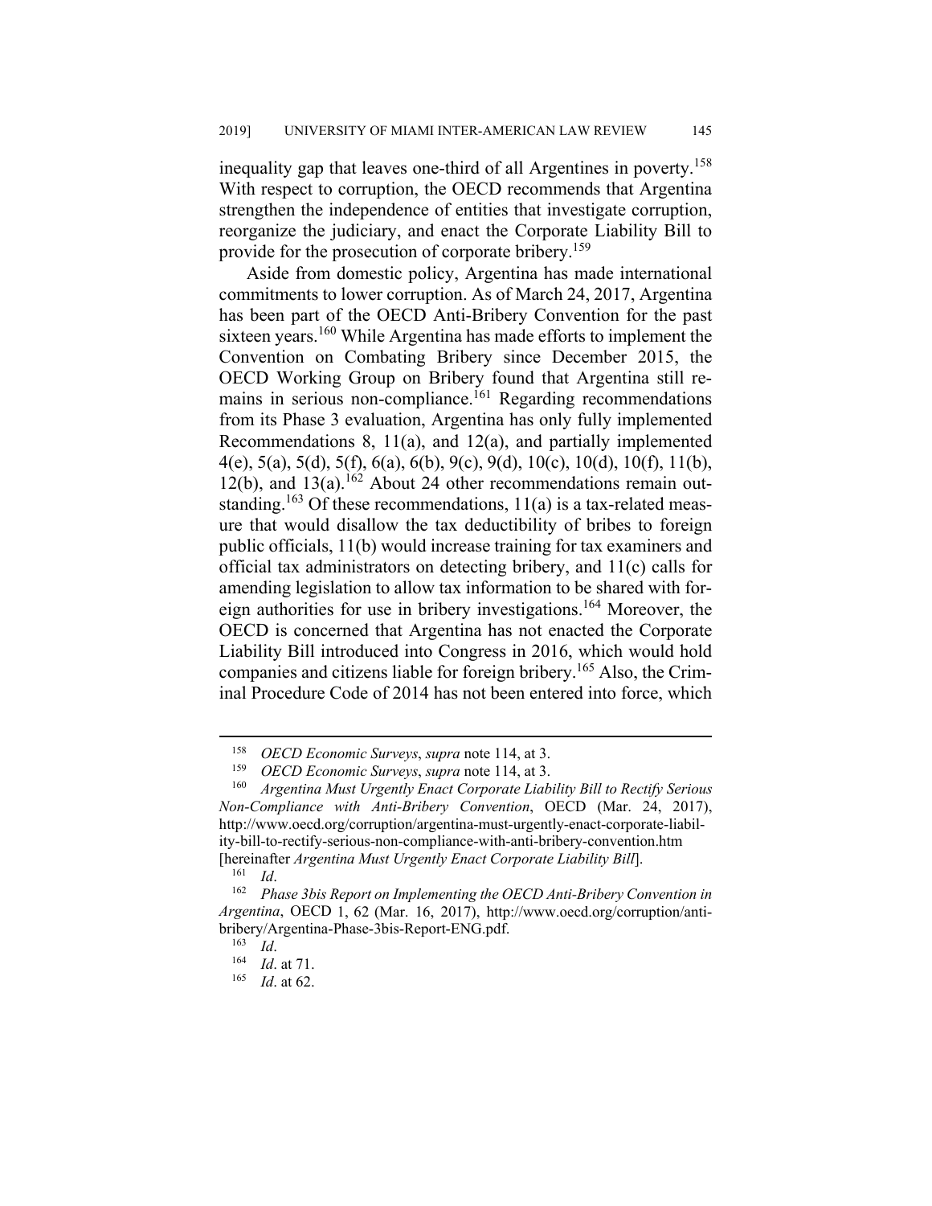inequality gap that leaves one-third of all Argentines in poverty.[158] With respect to corruption, the OECD recommends that Argentina strengthen the independence of entities that investigate corruption, reorganize the judiciary, and enact the Corporate Liability Bill to provide for the prosecution of corporate bribery.[159]

Aside from domestic policy, Argentina has made international commitments to lower corruption. As of March 24, 2017, Argentina has been part of the OECD Anti-Bribery Convention for the past sixteen years.[160] While Argentina has made efforts to implement the Convention on Combating Bribery since December 2015, the OECD Working Group on Bribery found that Argentina still remains in serious non-compliance.[161] Regarding recommendations from its Phase 3 evaluation, Argentina has only fully implemented Recommendations 8, 11(a), and 12(a), and partially implemented 4(e), 5(a), 5(d), 5(f), 6(a), 6(b), 9(c), 9(d), 10(c), 10(d), 10(f), 11(b), 12(b), and 13(a).[162] About 24 other recommendations remain outstanding.[163] Of these recommendations, 11(a) is a tax-related measure that would disallow the tax deductibility of bribes to foreign public officials, 11(b) would increase training for tax examiners and official tax administrators on detecting bribery, and 11(c) calls for amending legislation to allow tax information to be shared with foreign authorities for use in bribery investigations.[164] Moreover, the OECD is concerned that Argentina has not enacted the Corporate Liability Bill introduced into Congress in 2016, which would hold companies and citizens liable for foreign bribery.[165] Also, the Criminal Procedure Code of 2014 has not been entered into force, which

---

[158] *OECD Economic Surveys*, *supra* note 114, at 3.

[159] *OECD Economic Surveys*, *supra* note 114, at 3.

[160] *Argentina Must Urgently Enact Corporate Liability Bill to Rectify Serious Non-Compliance with Anti-Bribery Convention*, OECD (Mar. 24, 2017), http://www.oecd.org/corruption/argentina-must-urgently-enact-corporate-liability-bill-to-rectify-serious-non-compliance-with-anti-bribery-convention.htm [hereinafter *Argentina Must Urgently Enact Corporate Liability Bill*].

[161] *Id*.

[162] *Phase 3bis Report on Implementing the OECD Anti-Bribery Convention in Argentina*, OECD 1, 62 (Mar. 16, 2017), http://www.oecd.org/corruption/anti-bribery/Argentina-Phase-3bis-Report-ENG.pdf.

[163] *Id*.

[164] *Id*. at 71.

[165] *Id*. at 62.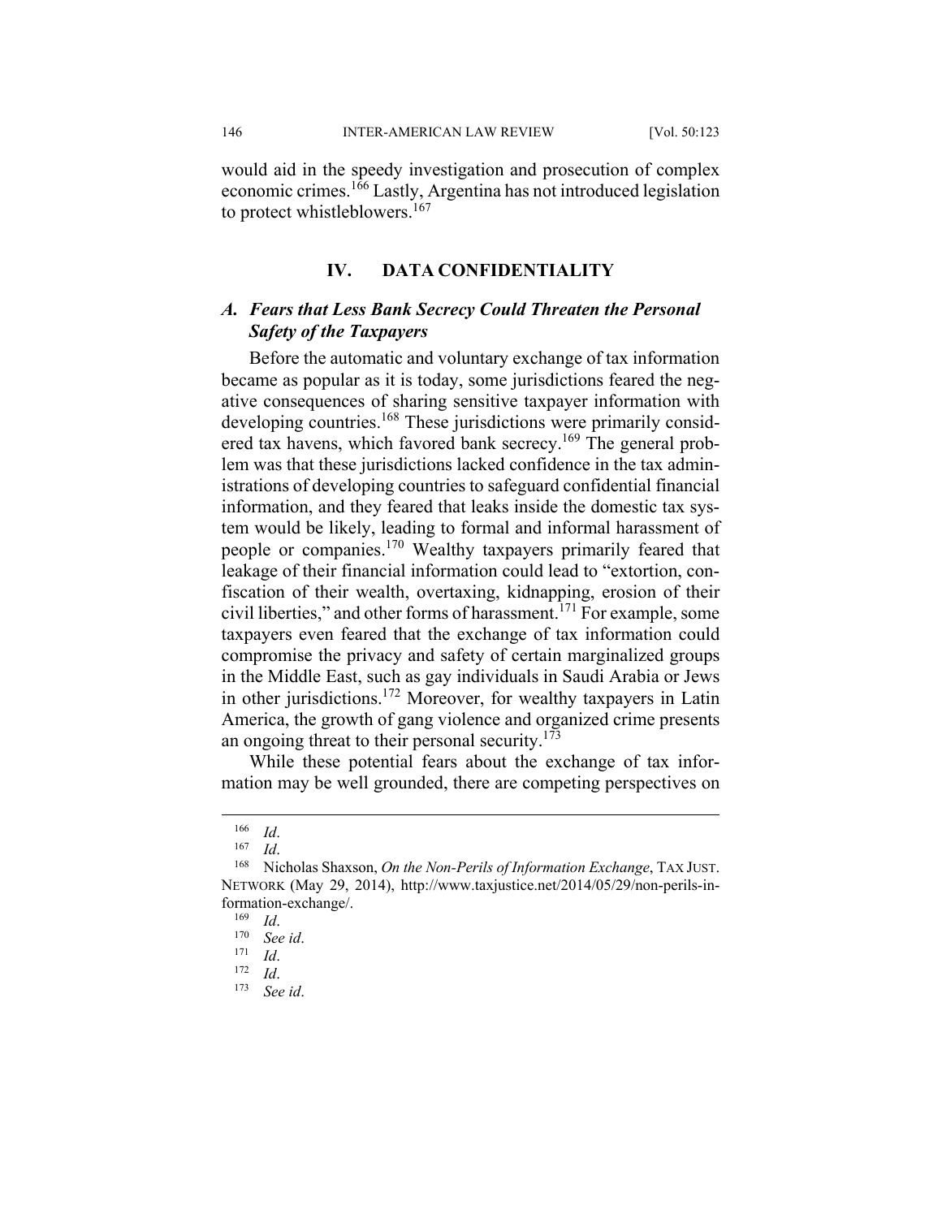would aid in the speedy investigation and prosecution of complex economic crimes.[166] Lastly, Argentina has not introduced legislation to protect whistleblowers.[167]

## IV. DATA CONFIDENTIALITY

### *A. Fears that Less Bank Secrecy Could Threaten the Personal Safety of the Taxpayers*

Before the automatic and voluntary exchange of tax information became as popular as it is today, some jurisdictions feared the negative consequences of sharing sensitive taxpayer information with developing countries.[168] These jurisdictions were primarily considered tax havens, which favored bank secrecy.[169] The general problem was that these jurisdictions lacked confidence in the tax administrations of developing countries to safeguard confidential financial information, and they feared that leaks inside the domestic tax system would be likely, leading to formal and informal harassment of people or companies.[170] Wealthy taxpayers primarily feared that leakage of their financial information could lead to "extortion, confiscation of their wealth, overtaxing, kidnapping, erosion of their civil liberties," and other forms of harassment.[171] For example, some taxpayers even feared that the exchange of tax information could compromise the privacy and safety of certain marginalized groups in the Middle East, such as gay individuals in Saudi Arabia or Jews in other jurisdictions.[172] Moreover, for wealthy taxpayers in Latin America, the growth of gang violence and organized crime presents an ongoing threat to their personal security.[173]

While these potential fears about the exchange of tax information may be well grounded, there are competing perspectives on

---

[166] *Id*.

[167] *Id*.

[168] Nicholas Shaxson, *On the Non-Perils of Information Exchange*, TAX JUST. NETWORK (May 29, 2014), http://www.taxjustice.net/2014/05/29/non-perils-information-exchange/.

[169] *Id*.

[170] *See id*.

[171] *Id*.

[172] *Id*.

[173] *See id*.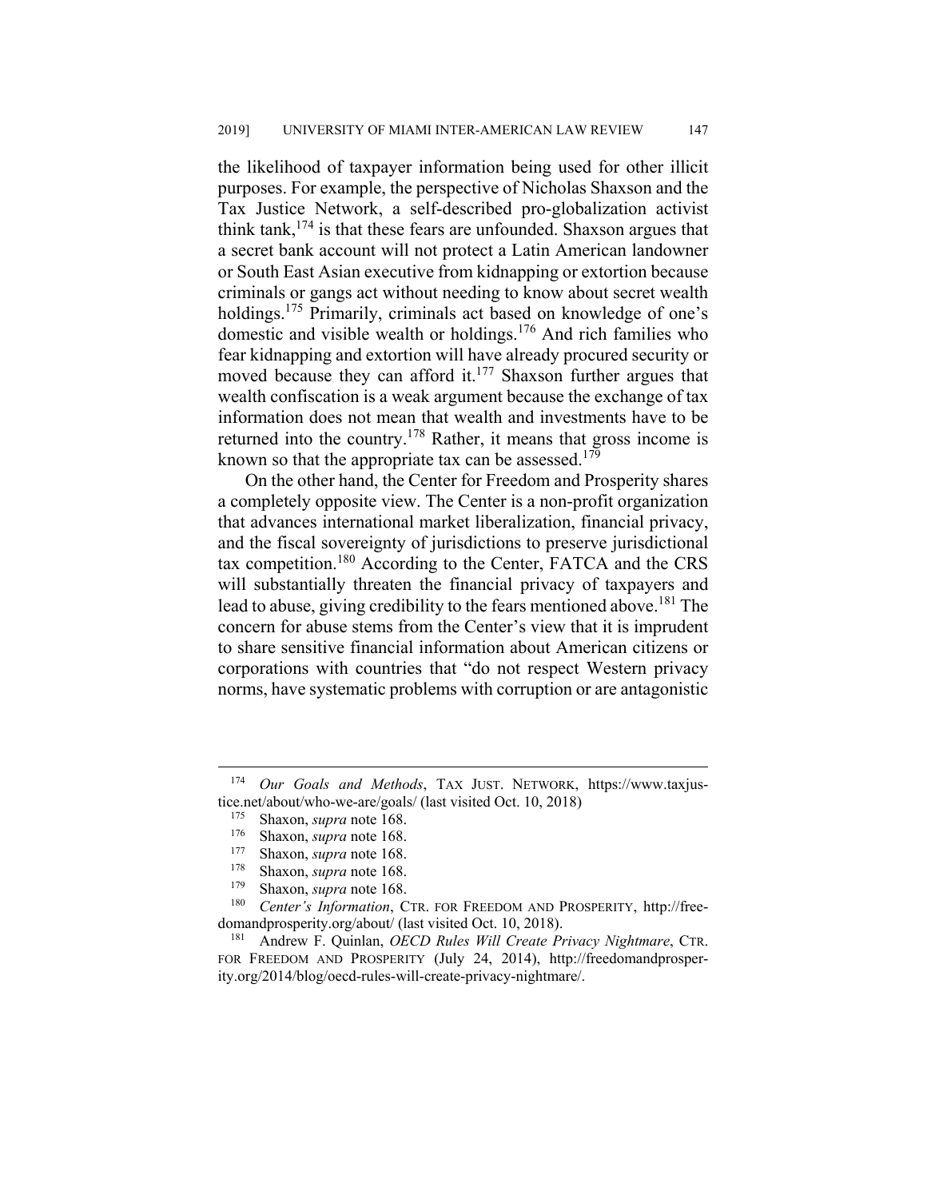the likelihood of taxpayer information being used for other illicit purposes. For example, the perspective of Nicholas Shaxson and the Tax Justice Network, a self-described pro-globalization activist think tank,[174] is that these fears are unfounded. Shaxson argues that a secret bank account will not protect a Latin American landowner or South East Asian executive from kidnapping or extortion because criminals or gangs act without needing to know about secret wealth holdings.[175] Primarily, criminals act based on knowledge of one's domestic and visible wealth or holdings.[176] And rich families who fear kidnapping and extortion will have already procured security or moved because they can afford it.[177] Shaxson further argues that wealth confiscation is a weak argument because the exchange of tax information does not mean that wealth and investments have to be returned into the country.[178] Rather, it means that gross income is known so that the appropriate tax can be assessed.[179]

On the other hand, the Center for Freedom and Prosperity shares a completely opposite view. The Center is a non-profit organization that advances international market liberalization, financial privacy, and the fiscal sovereignty of jurisdictions to preserve jurisdictional tax competition.[180] According to the Center, FATCA and the CRS will substantially threaten the financial privacy of taxpayers and lead to abuse, giving credibility to the fears mentioned above.[181] The concern for abuse stems from the Center's view that it is imprudent to share sensitive financial information about American citizens or corporations with countries that "do not respect Western privacy norms, have systematic problems with corruption or are antagonistic

---

[174] *Our Goals and Methods*, TAX JUST. NETWORK, https://www.taxjustice.net/about/who-we-are/goals/ (last visited Oct. 10, 2018)

[175] Shaxson, *supra* note 168.

[176] Shaxson, *supra* note 168.

[177] Shaxson, *supra* note 168.

[178] Shaxson, *supra* note 168.

[179] Shaxson, *supra* note 168.

[180] *Center's Information*, CTR. FOR FREEDOM AND PROSPERITY, http://freedomandprosperity.org/about/ (last visited Oct. 10, 2018).

[181] Andrew F. Quinlan, *OECD Rules Will Create Privacy Nightmare*, CTR. FOR FREEDOM AND PROSPERITY (July 24, 2014), http://freedomandprosperity.org/2014/blog/oecd-rules-will-create-privacy-nightmare/.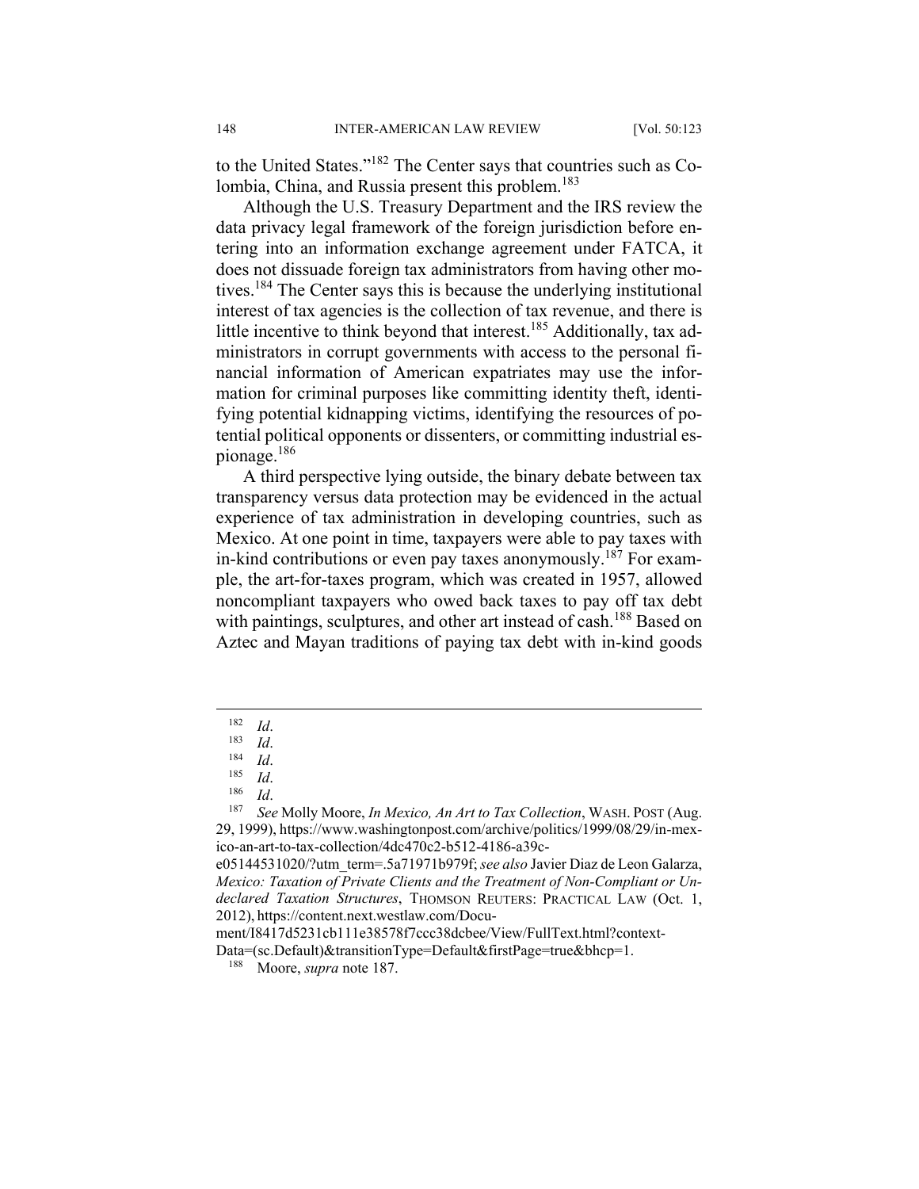to the United States."[182] The Center says that countries such as Colombia, China, and Russia present this problem.[183]

Although the U.S. Treasury Department and the IRS review the data privacy legal framework of the foreign jurisdiction before entering into an information exchange agreement under FATCA, it does not dissuade foreign tax administrators from having other motives.[184] The Center says this is because the underlying institutional interest of tax agencies is the collection of tax revenue, and there is little incentive to think beyond that interest.[185] Additionally, tax administrators in corrupt governments with access to the personal financial information of American expatriates may use the information for criminal purposes like committing identity theft, identifying potential kidnapping victims, identifying the resources of potential political opponents or dissenters, or committing industrial espionage.[186]

A third perspective lying outside, the binary debate between tax transparency versus data protection may be evidenced in the actual experience of tax administration in developing countries, such as Mexico. At one point in time, taxpayers were able to pay taxes with in-kind contributions or even pay taxes anonymously.[187] For example, the art-for-taxes program, which was created in 1957, allowed noncompliant taxpayers who owed back taxes to pay off tax debt with paintings, sculptures, and other art instead of cash.[188] Based on Aztec and Mayan traditions of paying tax debt with in-kind goods

---

[182] *Id*.

[183] *Id*.

[184] *Id*.

[185] *Id*.

[186] *Id*.

[187] *See* Molly Moore, *In Mexico, An Art to Tax Collection*, WASH. POST (Aug. 29, 1999), https://www.washingtonpost.com/archive/politics/1999/08/29/in-mexico-an-art-to-tax-collection/4dc470c2-b512-4186-a39c-e05144531020/?utm_term=.5a71971b979f; *see also* Javier Diaz de Leon Galarza, *Mexico: Taxation of Private Clients and the Treatment of Non-Compliant or Undeclared Taxation Structures*, THOMSON REUTERS: PRACTICAL LAW (Oct. 1, 2012), https://content.next.westlaw.com/Document/I8417d5231cb111e38578f7ccc38dcbee/View/FullText.html?contextData=(sc.Default)&transitionType=Default&firstPage=true&bhcp=1.

[188] Moore, *supra* note 187.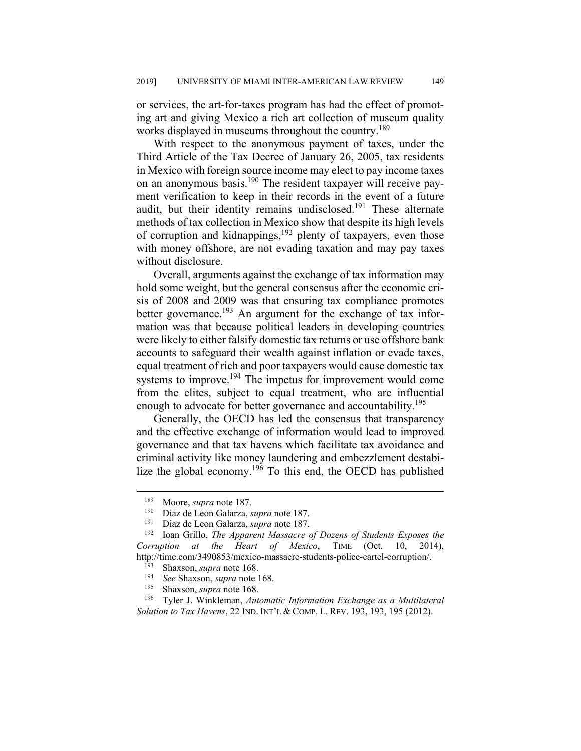or services, the art-for-taxes program has had the effect of promoting art and giving Mexico a rich art collection of museum quality works displayed in museums throughout the country.[189]

With respect to the anonymous payment of taxes, under the Third Article of the Tax Decree of January 26, 2005, tax residents in Mexico with foreign source income may elect to pay income taxes on an anonymous basis.[190] The resident taxpayer will receive payment verification to keep in their records in the event of a future audit, but their identity remains undisclosed.[191] These alternate methods of tax collection in Mexico show that despite its high levels of corruption and kidnappings,[192] plenty of taxpayers, even those with money offshore, are not evading taxation and may pay taxes without disclosure.

Overall, arguments against the exchange of tax information may hold some weight, but the general consensus after the economic crisis of 2008 and 2009 was that ensuring tax compliance promotes better governance.[193] An argument for the exchange of tax information was that because political leaders in developing countries were likely to either falsify domestic tax returns or use offshore bank accounts to safeguard their wealth against inflation or evade taxes, equal treatment of rich and poor taxpayers would cause domestic tax systems to improve.[194] The impetus for improvement would come from the elites, subject to equal treatment, who are influential enough to advocate for better governance and accountability.[195]

Generally, the OECD has led the consensus that transparency and the effective exchange of information would lead to improved governance and that tax havens which facilitate tax avoidance and criminal activity like money laundering and embezzlement destabilize the global economy.[196] To this end, the OECD has published

---

[189] Moore, *supra* note 187.

[190] Diaz de Leon Galarza, *supra* note 187.

[191] Diaz de Leon Galarza, *supra* note 187.

[192] Ioan Grillo, *The Apparent Massacre of Dozens of Students Exposes the Corruption at the Heart of Mexico*, TIME (Oct. 10, 2014), http://time.com/3490853/mexico-massacre-students-police-cartel-corruption/.

[193] Shaxson, *supra* note 168.

[194] *See* Shaxson, *supra* note 168.

[195] Shaxson, *supra* note 168.

[196] Tyler J. Winkleman, *Automatic Information Exchange as a Multilateral Solution to Tax Havens*, 22 IND. INT'L & COMP. L. REV. 193, 193, 195 (2012).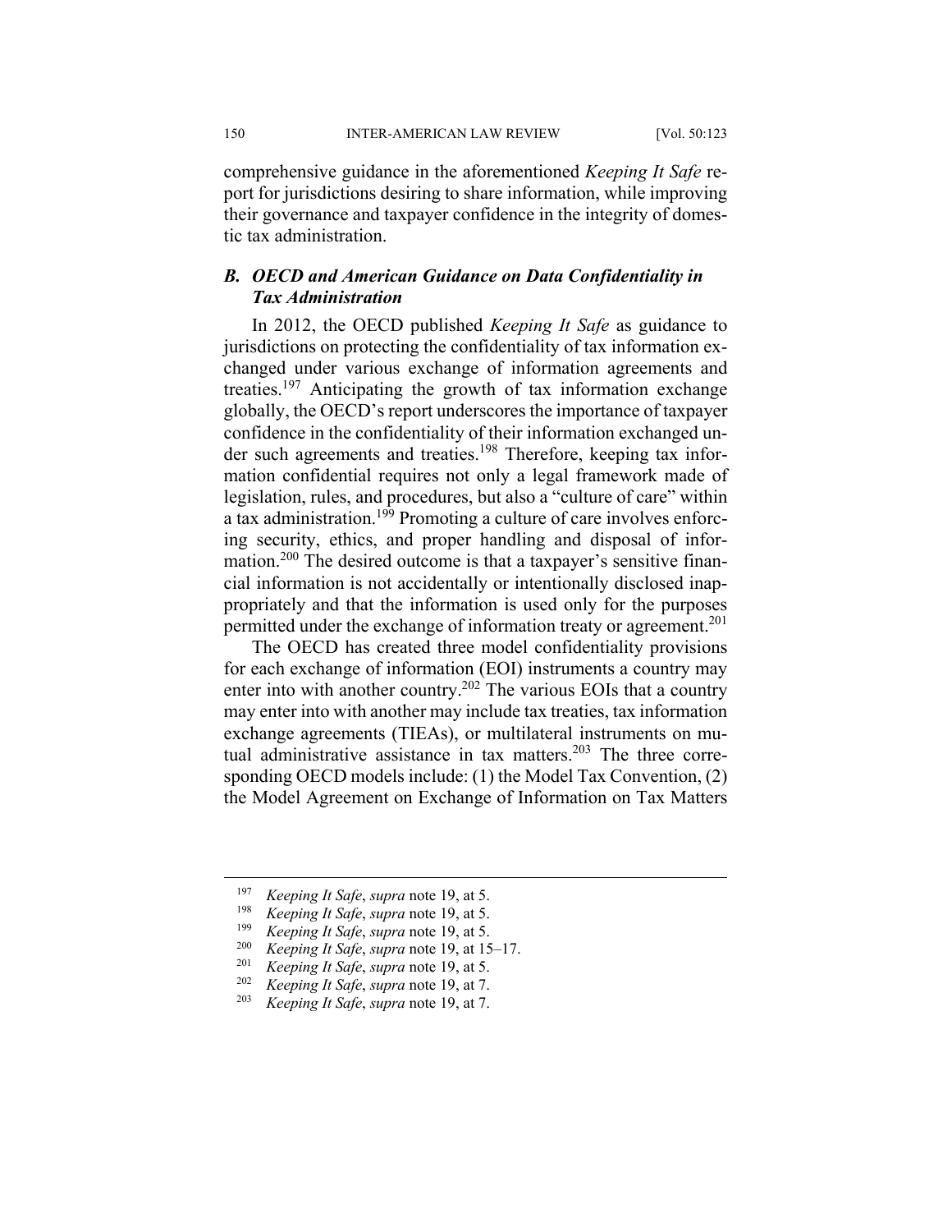comprehensive guidance in the aforementioned *Keeping It Safe* report for jurisdictions desiring to share information, while improving their governance and taxpayer confidence in the integrity of domestic tax administration.

### *B. OECD and American Guidance on Data Confidentiality in Tax Administration*

In 2012, the OECD published *Keeping It Safe* as guidance to jurisdictions on protecting the confidentiality of tax information exchanged under various exchange of information agreements and treaties.[197] Anticipating the growth of tax information exchange globally, the OECD's report underscores the importance of taxpayer confidence in the confidentiality of their information exchanged under such agreements and treaties.[198] Therefore, keeping tax information confidential requires not only a legal framework made of legislation, rules, and procedures, but also a "culture of care" within a tax administration.[199] Promoting a culture of care involves enforcing security, ethics, and proper handling and disposal of information.[200] The desired outcome is that a taxpayer's sensitive financial information is not accidentally or intentionally disclosed inappropriately and that the information is used only for the purposes permitted under the exchange of information treaty or agreement.[201]

The OECD has created three model confidentiality provisions for each exchange of information (EOI) instruments a country may enter into with another country.[202] The various EOIs that a country may enter into with another may include tax treaties, tax information exchange agreements (TIEAs), or multilateral instruments on mutual administrative assistance in tax matters.[203] The three corresponding OECD models include: (1) the Model Tax Convention, (2) the Model Agreement on Exchange of Information on Tax Matters

---

[197] *Keeping It Safe*, *supra* note 19, at 5.

[198] *Keeping It Safe*, *supra* note 19, at 5.

[199] *Keeping It Safe*, *supra* note 19, at 5.

[200] *Keeping It Safe*, *supra* note 19, at 15–17.

[201] *Keeping It Safe*, *supra* note 19, at 5.

[202] *Keeping It Safe*, *supra* note 19, at 7.

[203] *Keeping It Safe*, *supra* note 19, at 7.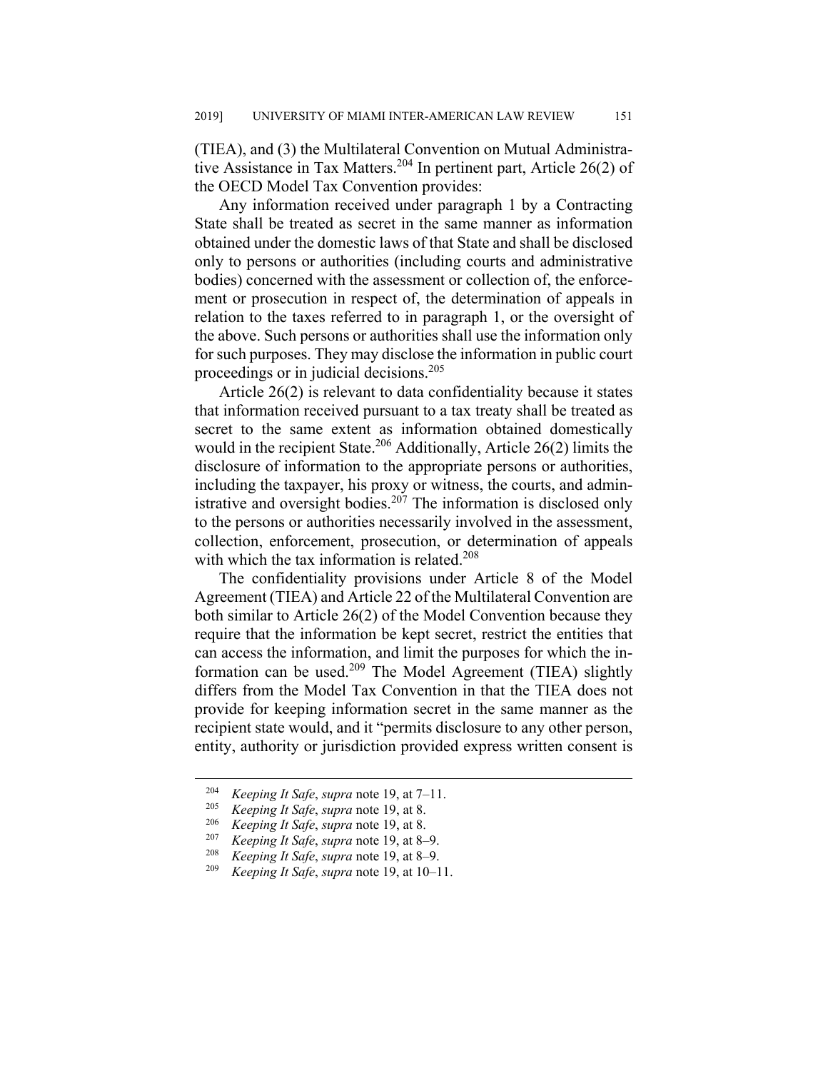(TIEA), and (3) the Multilateral Convention on Mutual Administrative Assistance in Tax Matters.[204] In pertinent part, Article 26(2) of the OECD Model Tax Convention provides:

Any information received under paragraph 1 by a Contracting State shall be treated as secret in the same manner as information obtained under the domestic laws of that State and shall be disclosed only to persons or authorities (including courts and administrative bodies) concerned with the assessment or collection of, the enforcement or prosecution in respect of, the determination of appeals in relation to the taxes referred to in paragraph 1, or the oversight of the above. Such persons or authorities shall use the information only for such purposes. They may disclose the information in public court proceedings or in judicial decisions.[205]

Article 26(2) is relevant to data confidentiality because it states that information received pursuant to a tax treaty shall be treated as secret to the same extent as information obtained domestically would in the recipient State.[206] Additionally, Article 26(2) limits the disclosure of information to the appropriate persons or authorities, including the taxpayer, his proxy or witness, the courts, and administrative and oversight bodies.[207] The information is disclosed only to the persons or authorities necessarily involved in the assessment, collection, enforcement, prosecution, or determination of appeals with which the tax information is related.[208]

The confidentiality provisions under Article 8 of the Model Agreement (TIEA) and Article 22 of the Multilateral Convention are both similar to Article 26(2) of the Model Convention because they require that the information be kept secret, restrict the entities that can access the information, and limit the purposes for which the information can be used.[209] The Model Agreement (TIEA) slightly differs from the Model Tax Convention in that the TIEA does not provide for keeping information secret in the same manner as the recipient state would, and it "permits disclosure to any other person, entity, authority or jurisdiction provided express written consent is

---

[204] *Keeping It Safe*, *supra* note 19, at 7–11.

[205] *Keeping It Safe*, *supra* note 19, at 8.

[206] *Keeping It Safe*, *supra* note 19, at 8.

[207] *Keeping It Safe*, *supra* note 19, at 8–9.

[208] *Keeping It Safe*, *supra* note 19, at 8–9.

[209] *Keeping It Safe*, *supra* note 19, at 10–11.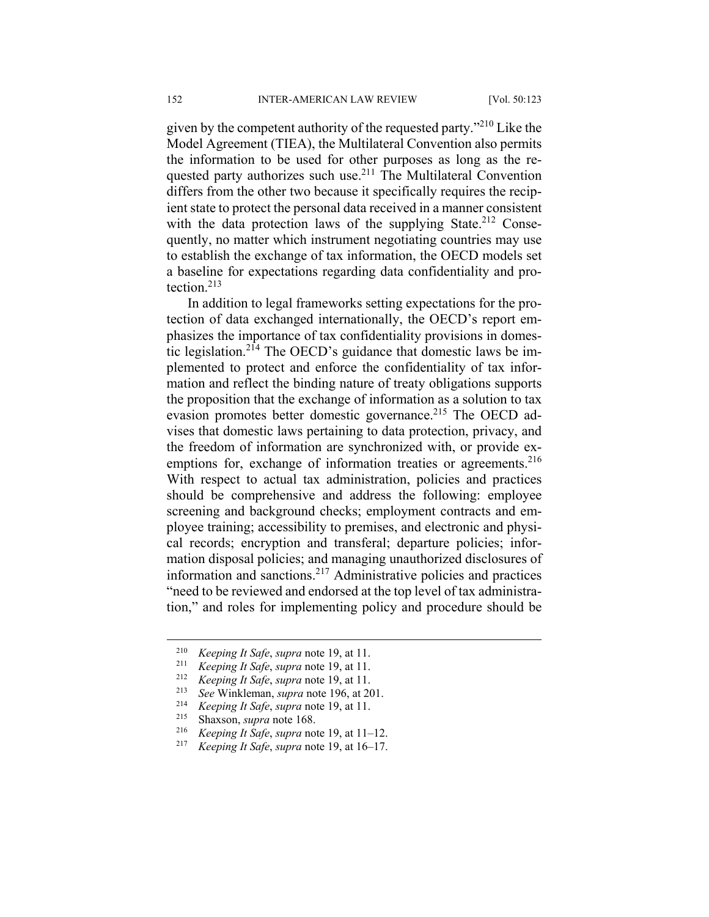given by the competent authority of the requested party."[210] Like the Model Agreement (TIEA), the Multilateral Convention also permits the information to be used for other purposes as long as the requested party authorizes such use.[211] The Multilateral Convention differs from the other two because it specifically requires the recipient state to protect the personal data received in a manner consistent with the data protection laws of the supplying State.[212] Consequently, no matter which instrument negotiating countries may use to establish the exchange of tax information, the OECD models set a baseline for expectations regarding data confidentiality and protection.[213]

In addition to legal frameworks setting expectations for the protection of data exchanged internationally, the OECD's report emphasizes the importance of tax confidentiality provisions in domestic legislation.[214] The OECD's guidance that domestic laws be implemented to protect and enforce the confidentiality of tax information and reflect the binding nature of treaty obligations supports the proposition that the exchange of information as a solution to tax evasion promotes better domestic governance.[215] The OECD advises that domestic laws pertaining to data protection, privacy, and the freedom of information are synchronized with, or provide exemptions for, exchange of information treaties or agreements.[216] With respect to actual tax administration, policies and practices should be comprehensive and address the following: employee screening and background checks; employment contracts and employee training; accessibility to premises, and electronic and physical records; encryption and transferal; departure policies; information disposal policies; and managing unauthorized disclosures of information and sanctions.[217] Administrative policies and practices "need to be reviewed and endorsed at the top level of tax administration," and roles for implementing policy and procedure should be

---

[210] *Keeping It Safe*, *supra* note 19, at 11.

[211] *Keeping It Safe*, *supra* note 19, at 11.

[212] *Keeping It Safe*, *supra* note 19, at 11.

[213] *See* Winkleman, *supra* note 196, at 201.

[214] *Keeping It Safe*, *supra* note 19, at 11.

[215] Shaxson, *supra* note 168.

[216] *Keeping It Safe*, *supra* note 19, at 11–12.

[217] *Keeping It Safe*, *supra* note 19, at 16–17.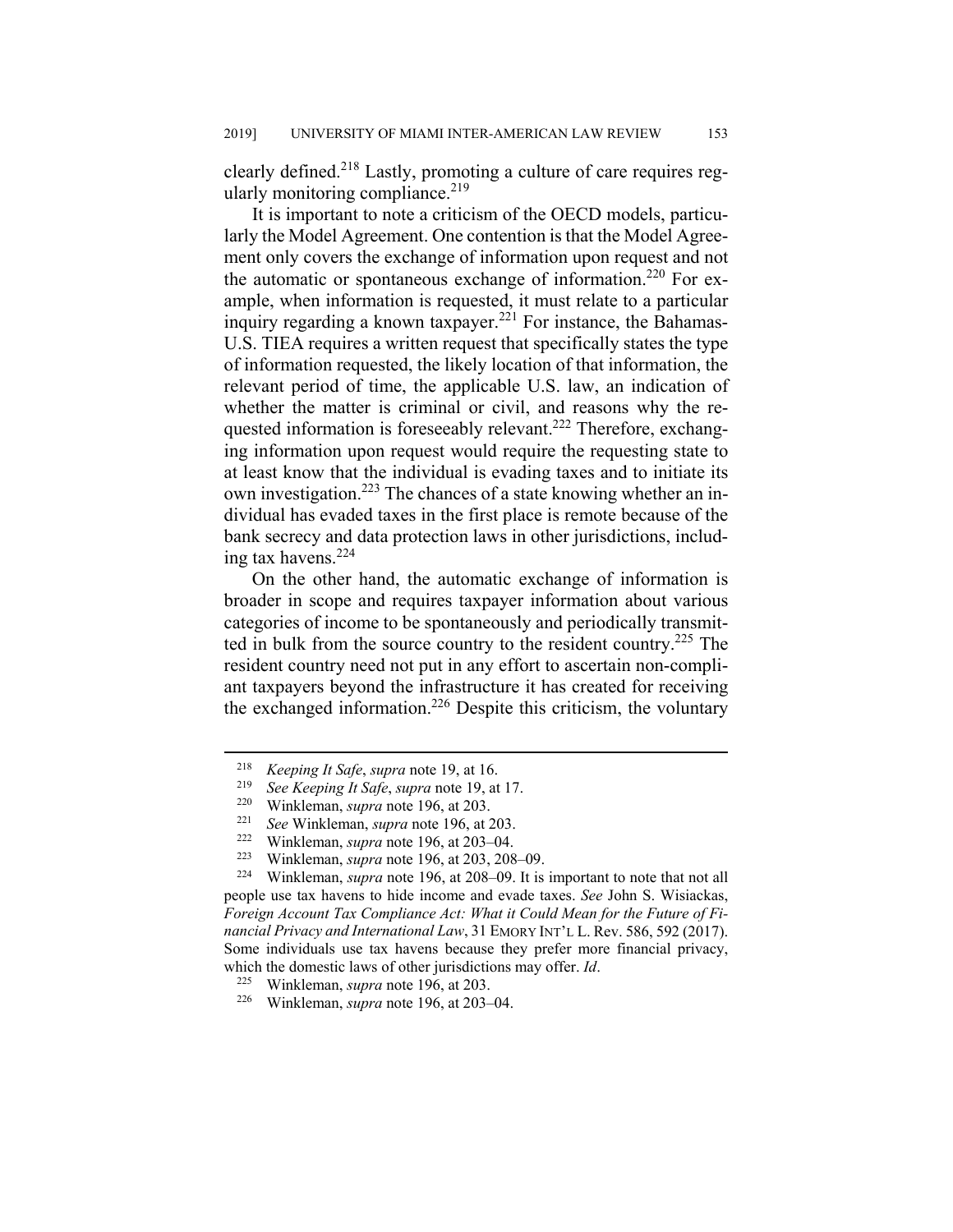clearly defined.[218] Lastly, promoting a culture of care requires regularly monitoring compliance.[219]

It is important to note a criticism of the OECD models, particularly the Model Agreement. One contention is that the Model Agreement only covers the exchange of information upon request and not the automatic or spontaneous exchange of information.[220] For example, when information is requested, it must relate to a particular inquiry regarding a known taxpayer.[221] For instance, the Bahamas-U.S. TIEA requires a written request that specifically states the type of information requested, the likely location of that information, the relevant period of time, the applicable U.S. law, an indication of whether the matter is criminal or civil, and reasons why the requested information is foreseeably relevant.[222] Therefore, exchanging information upon request would require the requesting state to at least know that the individual is evading taxes and to initiate its own investigation.[223] The chances of a state knowing whether an individual has evaded taxes in the first place is remote because of the bank secrecy and data protection laws in other jurisdictions, including tax havens.[224]

On the other hand, the automatic exchange of information is broader in scope and requires taxpayer information about various categories of income to be spontaneously and periodically transmitted in bulk from the source country to the resident country.[225] The resident country need not put in any effort to ascertain non-compliant taxpayers beyond the infrastructure it has created for receiving the exchanged information.[226] Despite this criticism, the voluntary

---

[218] *Keeping It Safe*, *supra* note 19, at 16.

[219] *See Keeping It Safe*, *supra* note 19, at 17.

[220] Winkleman, *supra* note 196, at 203.

[221] *See* Winkleman, *supra* note 196, at 203.

[222] Winkleman, *supra* note 196, at 203–04.

[223] Winkleman, *supra* note 196, at 203, 208–09.

[224] Winkleman, *supra* note 196, at 208–09. It is important to note that not all people use tax havens to hide income and evade taxes. *See* John S. Wisiackas, *Foreign Account Tax Compliance Act: What it Could Mean for the Future of Financial Privacy and International Law*, 31 EMORY INT'L L. Rev. 586, 592 (2017). Some individuals use tax havens because they prefer more financial privacy, which the domestic laws of other jurisdictions may offer. *Id*.

[225] Winkleman, *supra* note 196, at 203.

[226] Winkleman, *supra* note 196, at 203–04.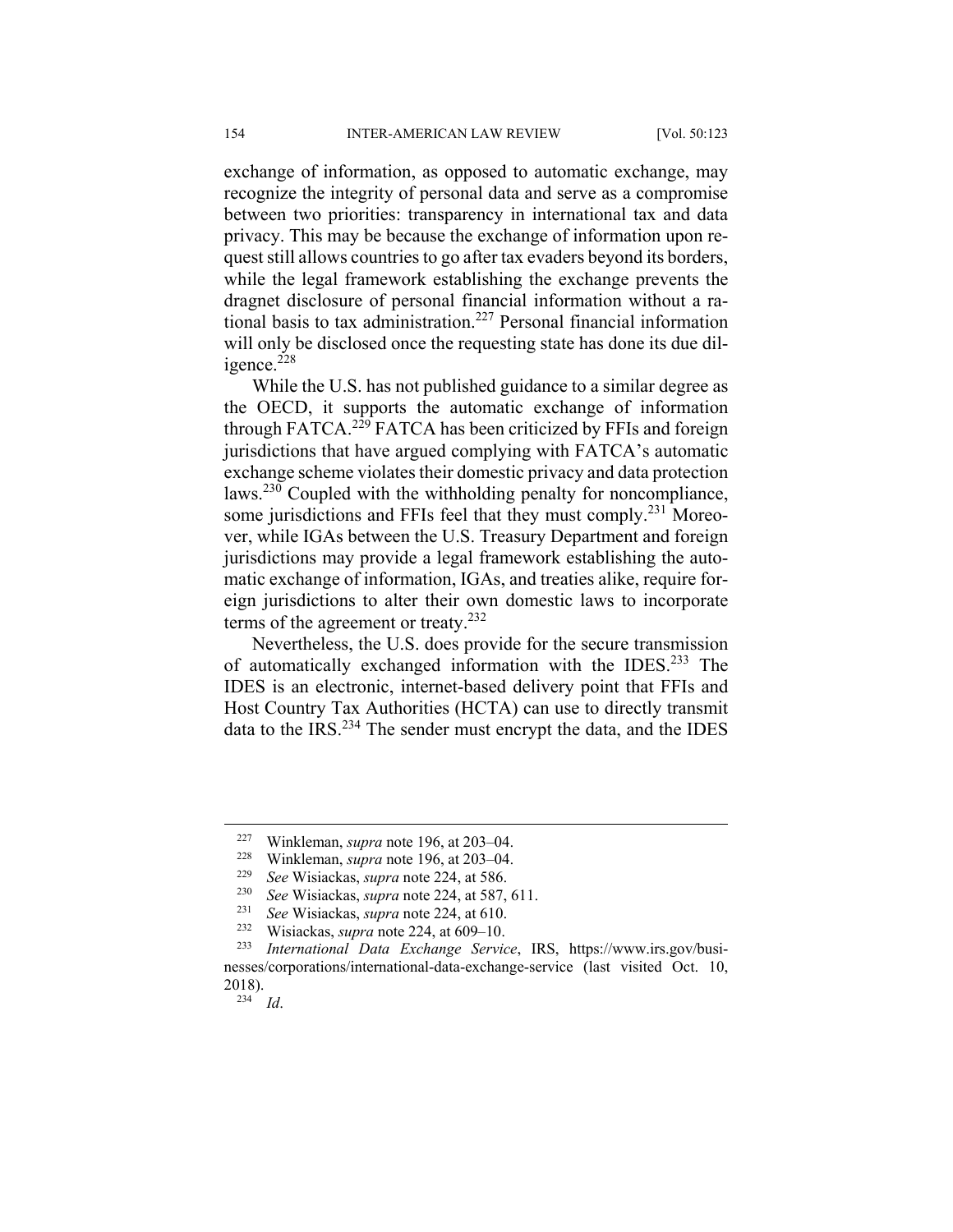exchange of information, as opposed to automatic exchange, may recognize the integrity of personal data and serve as a compromise between two priorities: transparency in international tax and data privacy. This may be because the exchange of information upon request still allows countries to go after tax evaders beyond its borders, while the legal framework establishing the exchange prevents the dragnet disclosure of personal financial information without a rational basis to tax administration.[227] Personal financial information will only be disclosed once the requesting state has done its due diligence.[228]

While the U.S. has not published guidance to a similar degree as the OECD, it supports the automatic exchange of information through FATCA.[229] FATCA has been criticized by FFIs and foreign jurisdictions that have argued complying with FATCA's automatic exchange scheme violates their domestic privacy and data protection laws.[230] Coupled with the withholding penalty for noncompliance, some jurisdictions and FFIs feel that they must comply.[231] Moreover, while IGAs between the U.S. Treasury Department and foreign jurisdictions may provide a legal framework establishing the automatic exchange of information, IGAs, and treaties alike, require foreign jurisdictions to alter their own domestic laws to incorporate terms of the agreement or treaty.[232]

Nevertheless, the U.S. does provide for the secure transmission of automatically exchanged information with the IDES.[233] The IDES is an electronic, internet-based delivery point that FFIs and Host Country Tax Authorities (HCTA) can use to directly transmit data to the IRS.[234] The sender must encrypt the data, and the IDES

---

[227] Winkleman, *supra* note 196, at 203–04.

[228] Winkleman, *supra* note 196, at 203–04.

[229] *See* Wisiackas, *supra* note 224, at 586.

[230] *See* Wisiackas, *supra* note 224, at 587, 611.

[231] *See* Wisiackas, *supra* note 224, at 610.

[232] Wisiackas, *supra* note 224, at 609–10.

[233] *International Data Exchange Service*, IRS, https://www.irs.gov/businesses/corporations/international-data-exchange-service (last visited Oct. 10, 2018).

[234] *Id*.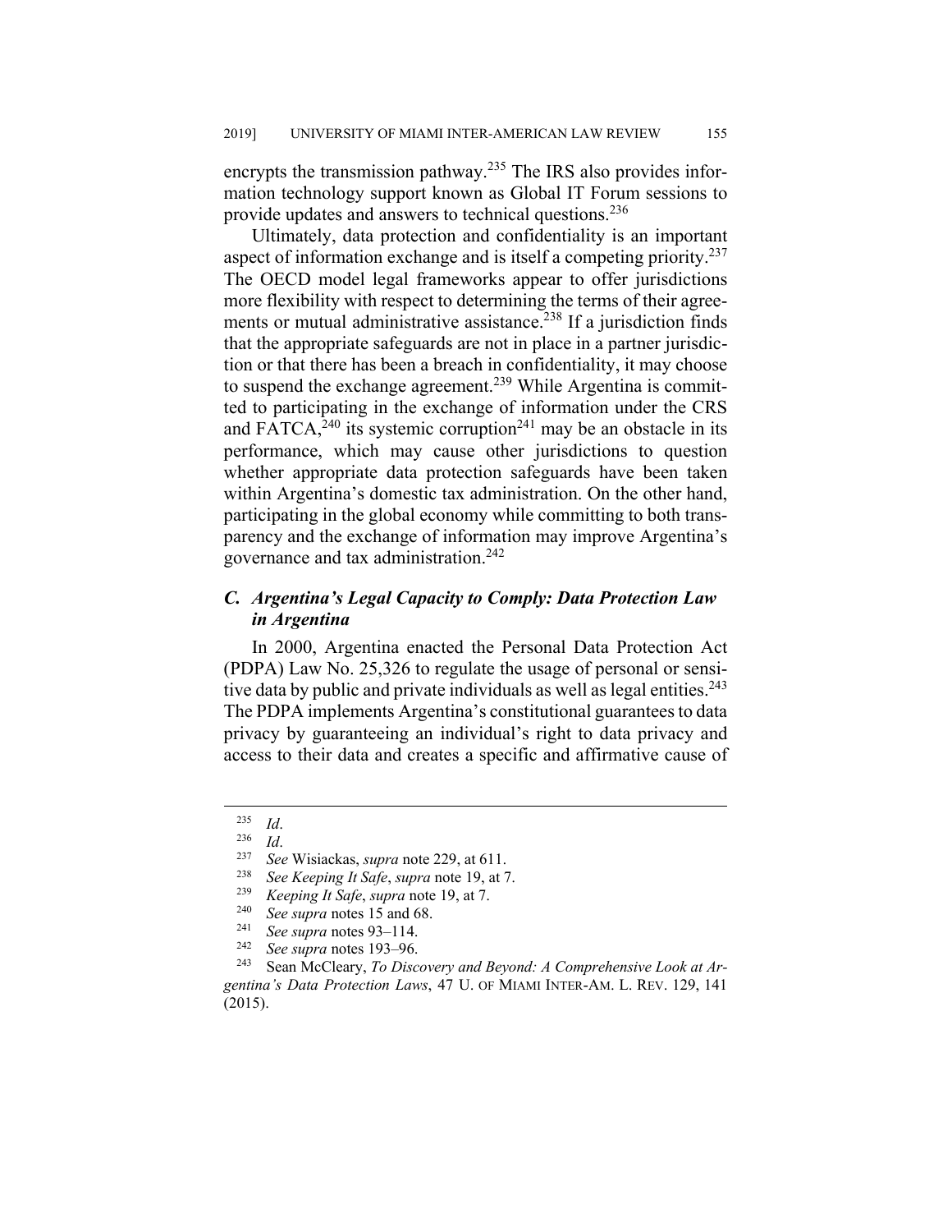encrypts the transmission pathway.[235] The IRS also provides information technology support known as Global IT Forum sessions to provide updates and answers to technical questions.[236]

Ultimately, data protection and confidentiality is an important aspect of information exchange and is itself a competing priority.[237] The OECD model legal frameworks appear to offer jurisdictions more flexibility with respect to determining the terms of their agreements or mutual administrative assistance.[238] If a jurisdiction finds that the appropriate safeguards are not in place in a partner jurisdiction or that there has been a breach in confidentiality, it may choose to suspend the exchange agreement.[239] While Argentina is committed to participating in the exchange of information under the CRS and FATCA,[240] its systemic corruption[241] may be an obstacle in its performance, which may cause other jurisdictions to question whether appropriate data protection safeguards have been taken within Argentina's domestic tax administration. On the other hand, participating in the global economy while committing to both transparency and the exchange of information may improve Argentina's governance and tax administration.[242]

### *C. Argentina's Legal Capacity to Comply: Data Protection Law in Argentina*

In 2000, Argentina enacted the Personal Data Protection Act (PDPA) Law No. 25,326 to regulate the usage of personal or sensitive data by public and private individuals as well as legal entities.[243] The PDPA implements Argentina's constitutional guarantees to data privacy by guaranteeing an individual's right to data privacy and access to their data and creates a specific and affirmative cause of

---

[235] *Id*.

[236] *Id*.

[237] *See* Wisiackas, *supra* note 229, at 611.

[238] *See Keeping It Safe*, *supra* note 19, at 7.

[239] *Keeping It Safe*, *supra* note 19, at 7.

[240] *See supra* notes 15 and 68.

[241] *See supra* notes 93–114.

[242] *See supra* notes 193–96.

[243] Sean McCleary, *To Discovery and Beyond: A Comprehensive Look at Argentina's Data Protection Laws*, 47 U. OF MIAMI INTER-AM. L. REV. 129, 141 (2015).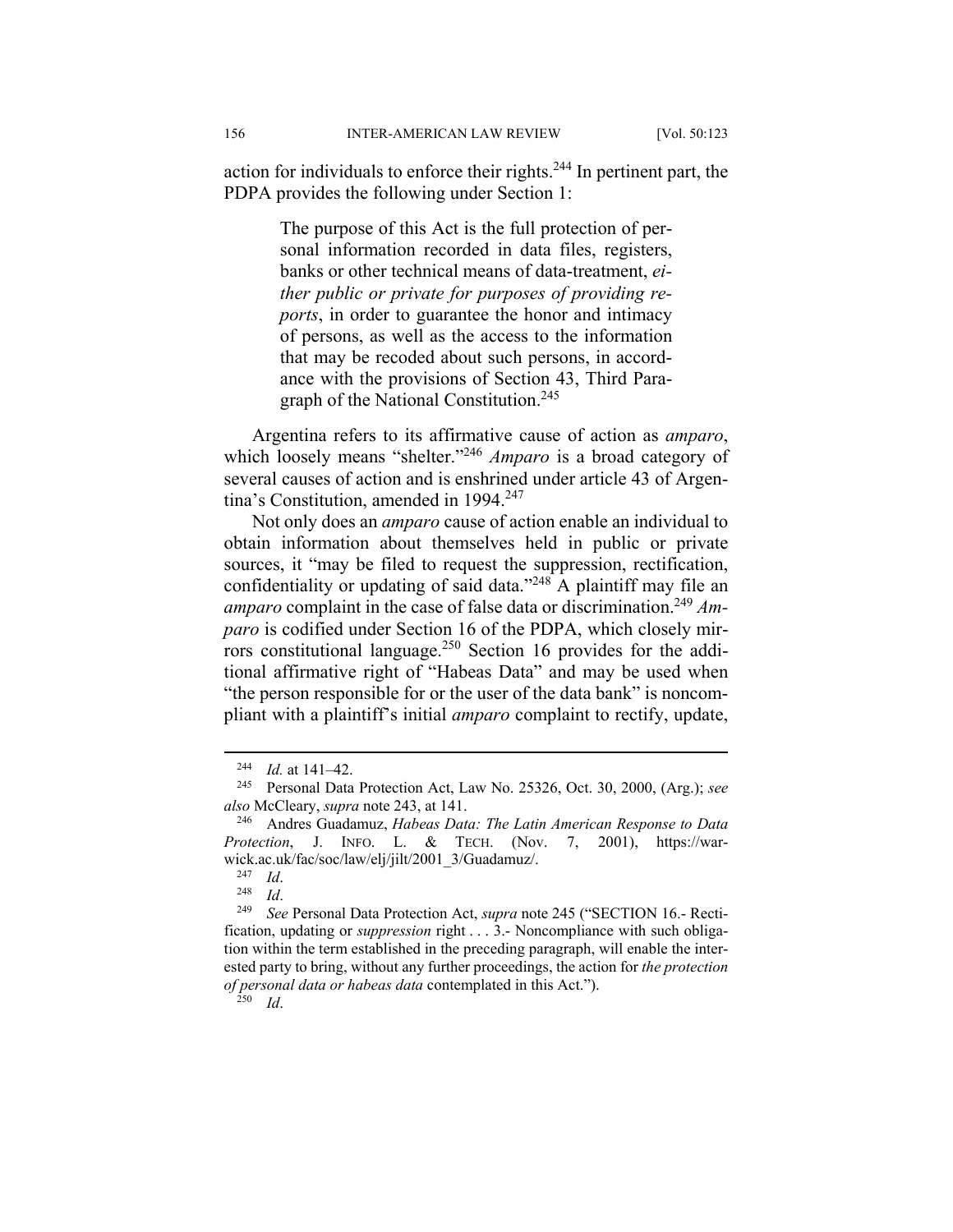action for individuals to enforce their rights.[244] In pertinent part, the PDPA provides the following under Section 1:

> The purpose of this Act is the full protection of personal information recorded in data files, registers, banks or other technical means of data-treatment, *either public or private for purposes of providing reports*, in order to guarantee the honor and intimacy of persons, as well as the access to the information that may be recoded about such persons, in accordance with the provisions of Section 43, Third Paragraph of the National Constitution.[245]

Argentina refers to its affirmative cause of action as *amparo*, which loosely means "shelter."[246] *Amparo* is a broad category of several causes of action and is enshrined under article 43 of Argentina's Constitution, amended in 1994.[247]

Not only does an *amparo* cause of action enable an individual to obtain information about themselves held in public or private sources, it "may be filed to request the suppression, rectification, confidentiality or updating of said data."[248] A plaintiff may file an *amparo* complaint in the case of false data or discrimination.[249] *Amparo* is codified under Section 16 of the PDPA, which closely mirrors constitutional language.[250] Section 16 provides for the additional affirmative right of "Habeas Data" and may be used when "the person responsible for or the user of the data bank" is noncompliant with a plaintiff's initial *amparo* complaint to rectify, update,

---

[244] *Id.* at 141–42.

[245] Personal Data Protection Act, Law No. 25326, Oct. 30, 2000, (Arg.); *see also* McCleary, *supra* note 243, at 141.

[246] Andres Guadamuz, *Habeas Data: The Latin American Response to Data Protection*, J. INFO. L. & TECH. (Nov. 7, 2001), https://warwick.ac.uk/fac/soc/law/elj/jilt/2001_3/Guadamuz/.

[247] *Id*.

[248] *Id*.

[249] *See* Personal Data Protection Act, *supra* note 245 ("SECTION 16.- Rectification, updating or *suppression* right . . . 3.- Noncompliance with such obligation within the term established in the preceding paragraph, will enable the interested party to bring, without any further proceedings, the action for *the protection of personal data or habeas data* contemplated in this Act.").

[250] *Id*.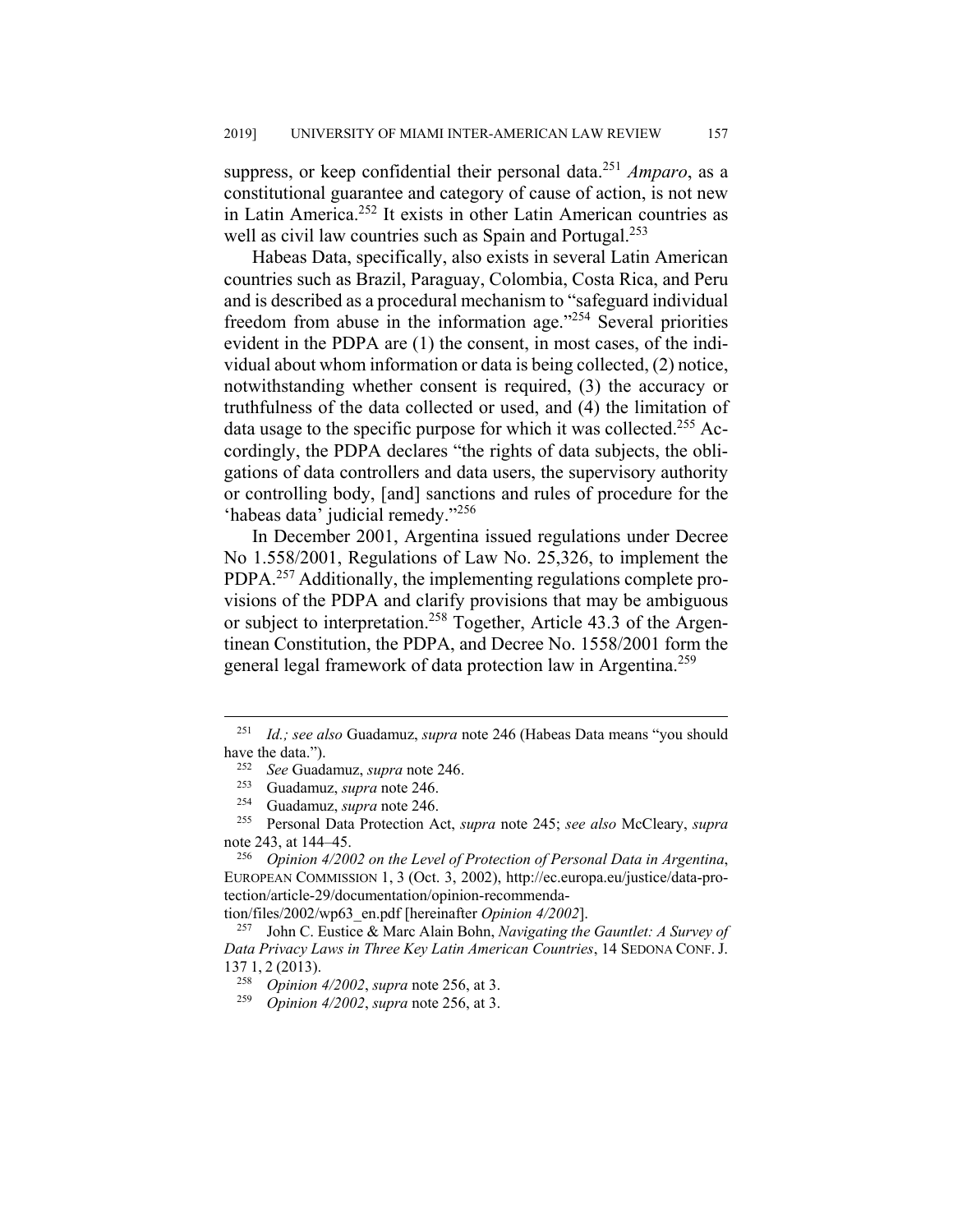suppress, or keep confidential their personal data.[251] *Amparo*, as a constitutional guarantee and category of cause of action, is not new in Latin America.[252] It exists in other Latin American countries as well as civil law countries such as Spain and Portugal.[253]

Habeas Data, specifically, also exists in several Latin American countries such as Brazil, Paraguay, Colombia, Costa Rica, and Peru and is described as a procedural mechanism to "safeguard individual freedom from abuse in the information age."[254] Several priorities evident in the PDPA are (1) the consent, in most cases, of the individual about whom information or data is being collected, (2) notice, notwithstanding whether consent is required, (3) the accuracy or truthfulness of the data collected or used, and (4) the limitation of data usage to the specific purpose for which it was collected.[255] Accordingly, the PDPA declares "the rights of data subjects, the obligations of data controllers and data users, the supervisory authority or controlling body, [and] sanctions and rules of procedure for the 'habeas data' judicial remedy."[256]

In December 2001, Argentina issued regulations under Decree No 1.558/2001, Regulations of Law No. 25,326, to implement the PDPA.[257] Additionally, the implementing regulations complete provisions of the PDPA and clarify provisions that may be ambiguous or subject to interpretation.[258] Together, Article 43.3 of the Argentinean Constitution, the PDPA, and Decree No. 1558/2001 form the general legal framework of data protection law in Argentina.[259]

---

[251] *Id.; see also* Guadamuz, *supra* note 246 (Habeas Data means "you should have the data.").

[252] *See* Guadamuz, *supra* note 246.

[253] Guadamuz, *supra* note 246.

[254] Guadamuz, *supra* note 246.

[255] Personal Data Protection Act, *supra* note 245; *see also* McCleary, *supra* note 243, at 144–45.

[256] *Opinion 4/2002 on the Level of Protection of Personal Data in Argentina*, EUROPEAN COMMISSION 1, 3 (Oct. 3, 2002), http://ec.europa.eu/justice/data-protection/article-29/documentation/opinion-recommendation/files/2002/wp63_en.pdf [hereinafter *Opinion 4/2002*].

[257] John C. Eustice & Marc Alain Bohn, *Navigating the Gauntlet: A Survey of Data Privacy Laws in Three Key Latin American Countries*, 14 SEDONA CONF. J. 137 1, 2 (2013).

[258] *Opinion 4/2002*, *supra* note 256, at 3.

[259] *Opinion 4/2002*, *supra* note 256, at 3.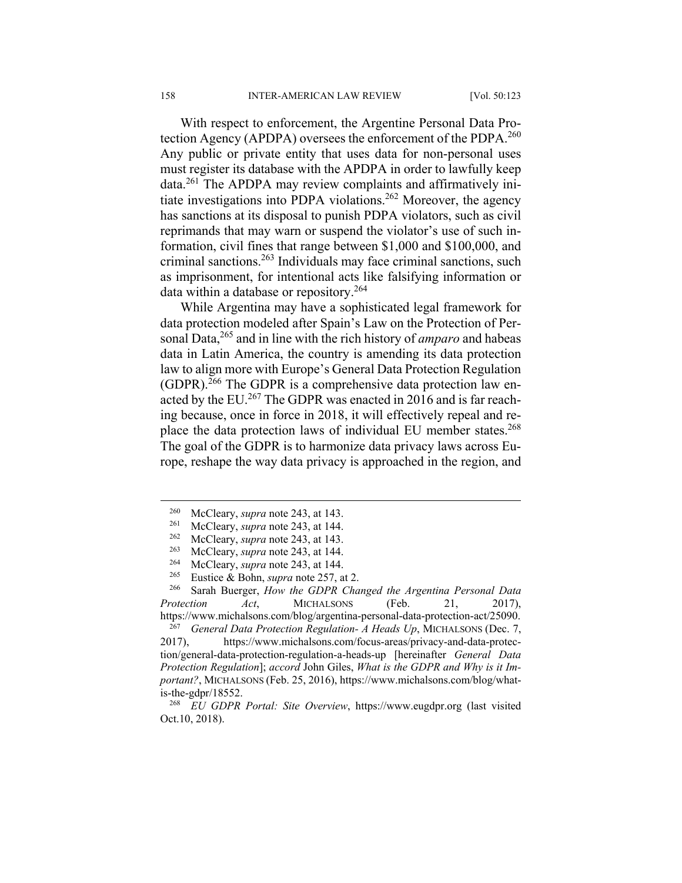With respect to enforcement, the Argentine Personal Data Protection Agency (APDPA) oversees the enforcement of the PDPA.[260] Any public or private entity that uses data for non-personal uses must register its database with the APDPA in order to lawfully keep data.[261] The APDPA may review complaints and affirmatively initiate investigations into PDPA violations.[262] Moreover, the agency has sanctions at its disposal to punish PDPA violators, such as civil reprimands that may warn or suspend the violator's use of such information, civil fines that range between $1,000 and $100,000, and criminal sanctions.[263] Individuals may face criminal sanctions, such as imprisonment, for intentional acts like falsifying information or data within a database or repository.[264]

While Argentina may have a sophisticated legal framework for data protection modeled after Spain's Law on the Protection of Personal Data,[265] and in line with the rich history of *amparo* and habeas data in Latin America, the country is amending its data protection law to align more with Europe's General Data Protection Regulation (GDPR).[266] The GDPR is a comprehensive data protection law enacted by the EU.[267] The GDPR was enacted in 2016 and is far reaching because, once in force in 2018, it will effectively repeal and replace the data protection laws of individual EU member states.[268] The goal of the GDPR is to harmonize data privacy laws across Europe, reshape the way data privacy is approached in the region, and

---

[260] McCleary, *supra* note 243, at 143.

[261] McCleary, *supra* note 243, at 144.

[262] McCleary, *supra* note 243, at 143.

[263] McCleary, *supra* note 243, at 144.

[264] McCleary, *supra* note 243, at 144.

[265] Eustice & Bohn, *supra* note 257, at 2.

[266] Sarah Buerger, *How the GDPR Changed the Argentina Personal Data Protection Act*, MICHALSONS (Feb. 21, 2017), https://www.michalsons.com/blog/argentina-personal-data-protection-act/25090.

[267] *General Data Protection Regulation- A Heads Up*, MICHALSONS (Dec. 7, 2017), https://www.michalsons.com/focus-areas/privacy-and-data-protection/general-data-protection-regulation-a-heads-up [hereinafter *General Data Protection Regulation*]; *accord* John Giles, *What is the GDPR and Why is it Important?*, MICHALSONS (Feb. 25, 2016), https://www.michalsons.com/blog/what-is-the-gdpr/18552.

[268] *EU GDPR Portal: Site Overview*, https://www.eugdpr.org (last visited Oct.10, 2018).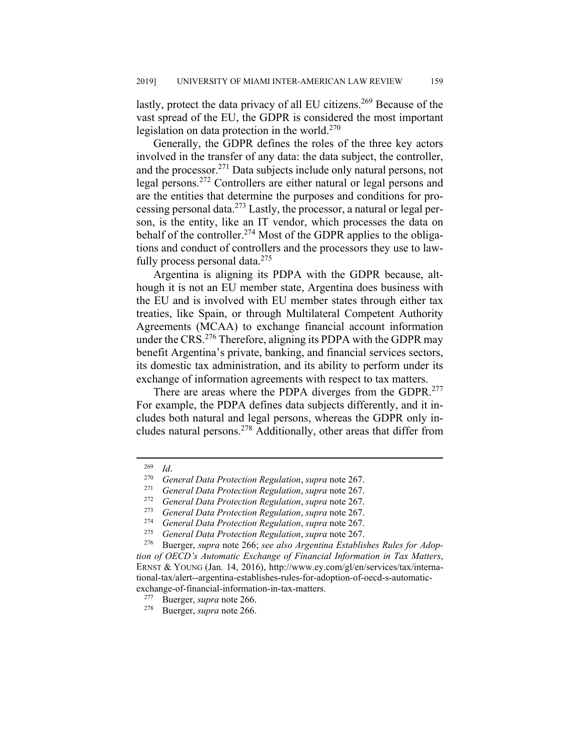lastly, protect the data privacy of all EU citizens.[269] Because of the vast spread of the EU, the GDPR is considered the most important legislation on data protection in the world.[270]

Generally, the GDPR defines the roles of the three key actors involved in the transfer of any data: the data subject, the controller, and the processor.[271] Data subjects include only natural persons, not legal persons.[272] Controllers are either natural or legal persons and are the entities that determine the purposes and conditions for processing personal data.[273] Lastly, the processor, a natural or legal person, is the entity, like an IT vendor, which processes the data on behalf of the controller.[274] Most of the GDPR applies to the obligations and conduct of controllers and the processors they use to lawfully process personal data.[275]

Argentina is aligning its PDPA with the GDPR because, although it is not an EU member state, Argentina does business with the EU and is involved with EU member states through either tax treaties, like Spain, or through Multilateral Competent Authority Agreements (MCAA) to exchange financial account information under the CRS.[276] Therefore, aligning its PDPA with the GDPR may benefit Argentina's private, banking, and financial services sectors, its domestic tax administration, and its ability to perform under its exchange of information agreements with respect to tax matters.

There are areas where the PDPA diverges from the GDPR.[277] For example, the PDPA defines data subjects differently, and it includes both natural and legal persons, whereas the GDPR only includes natural persons.[278] Additionally, other areas that differ from

---

[269] *Id*.

[270] *General Data Protection Regulation*, *supra* note 267.

[271] *General Data Protection Regulation*, *supra* note 267.

[272] *General Data Protection Regulation*, *supra* note 267.

[273] *General Data Protection Regulation*, *supra* note 267.

[274] *General Data Protection Regulation*, *supra* note 267.

[275] *General Data Protection Regulation*, *supra* note 267.

[276] Buerger, *supra* note 266; *see also Argentina Establishes Rules for Adoption of OECD's Automatic Exchange of Financial Information in Tax Matters*, ERNST & YOUNG (Jan. 14, 2016), http://www.ey.com/gl/en/services/tax/international-tax/alert--argentina-establishes-rules-for-adoption-of-oecd-s-automatic-exchange-of-financial-information-in-tax-matters.

[277] Buerger, *supra* note 266.

[278] Buerger, *supra* note 266.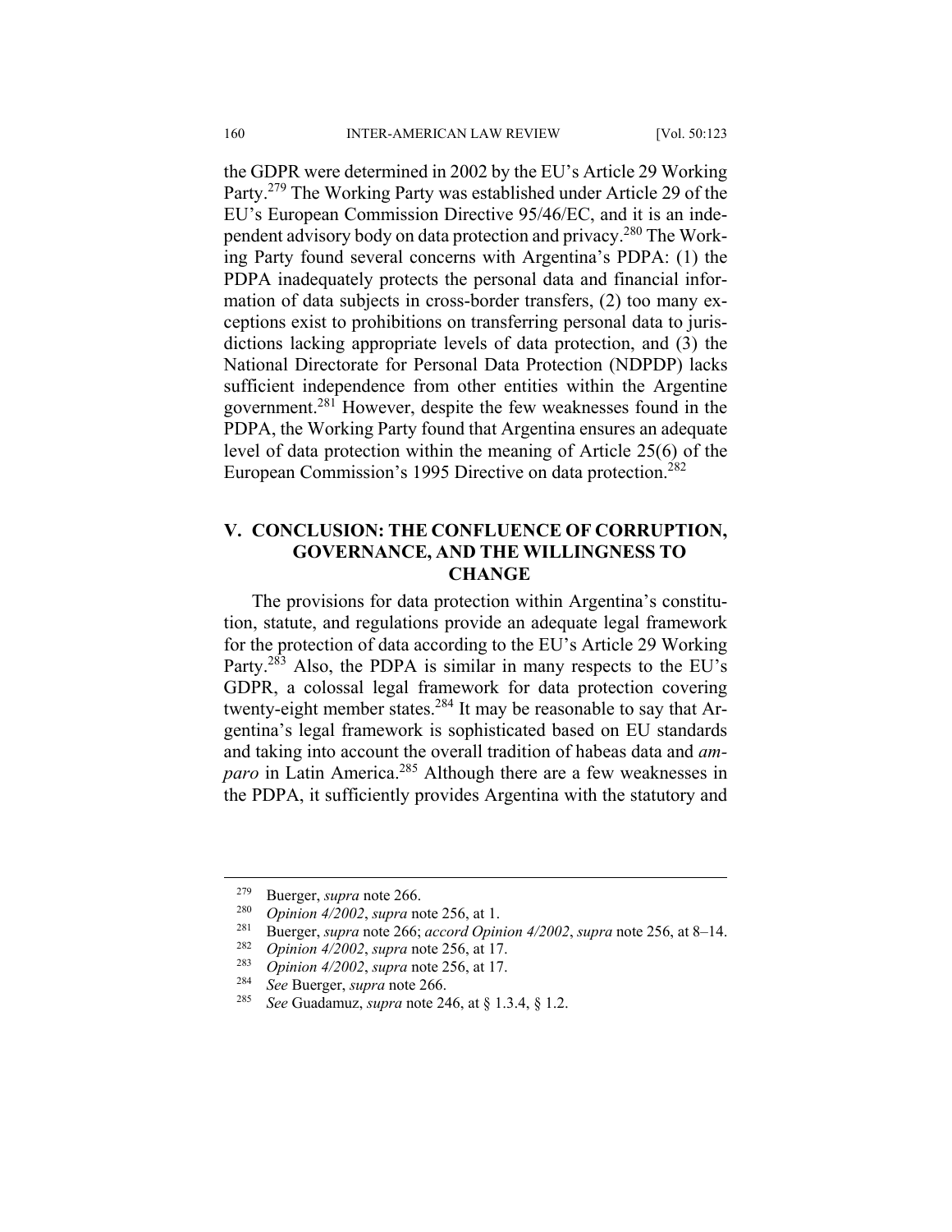the GDPR were determined in 2002 by the EU's Article 29 Working Party.[279] The Working Party was established under Article 29 of the EU's European Commission Directive 95/46/EC, and it is an independent advisory body on data protection and privacy.[280] The Working Party found several concerns with Argentina's PDPA: (1) the PDPA inadequately protects the personal data and financial information of data subjects in cross-border transfers, (2) too many exceptions exist to prohibitions on transferring personal data to jurisdictions lacking appropriate levels of data protection, and (3) the National Directorate for Personal Data Protection (NDPDP) lacks sufficient independence from other entities within the Argentine government.[281] However, despite the few weaknesses found in the PDPA, the Working Party found that Argentina ensures an adequate level of data protection within the meaning of Article 25(6) of the European Commission's 1995 Directive on data protection.[282]

## V. CONCLUSION: THE CONFLUENCE OF CORRUPTION, GOVERNANCE, AND THE WILLINGNESS TO CHANGE

The provisions for data protection within Argentina's constitution, statute, and regulations provide an adequate legal framework for the protection of data according to the EU's Article 29 Working Party.[283] Also, the PDPA is similar in many respects to the EU's GDPR, a colossal legal framework for data protection covering twenty-eight member states.[284] It may be reasonable to say that Argentina's legal framework is sophisticated based on EU standards and taking into account the overall tradition of habeas data and *amparo* in Latin America.[285] Although there are a few weaknesses in the PDPA, it sufficiently provides Argentina with the statutory and

---

279. Buerger, *supra* note 266.
280. *Opinion 4/2002*, *supra* note 256, at 1.
281. Buerger, *supra* note 266; *accord Opinion 4/2002*, *supra* note 256, at 8–14.
282. *Opinion 4/2002*, *supra* note 256, at 17.
283. *Opinion 4/2002*, *supra* note 256, at 17.
284. *See* Buerger, *supra* note 266.
285. *See* Guadamuz, *supra* note 246, at § 1.3.4, § 1.2.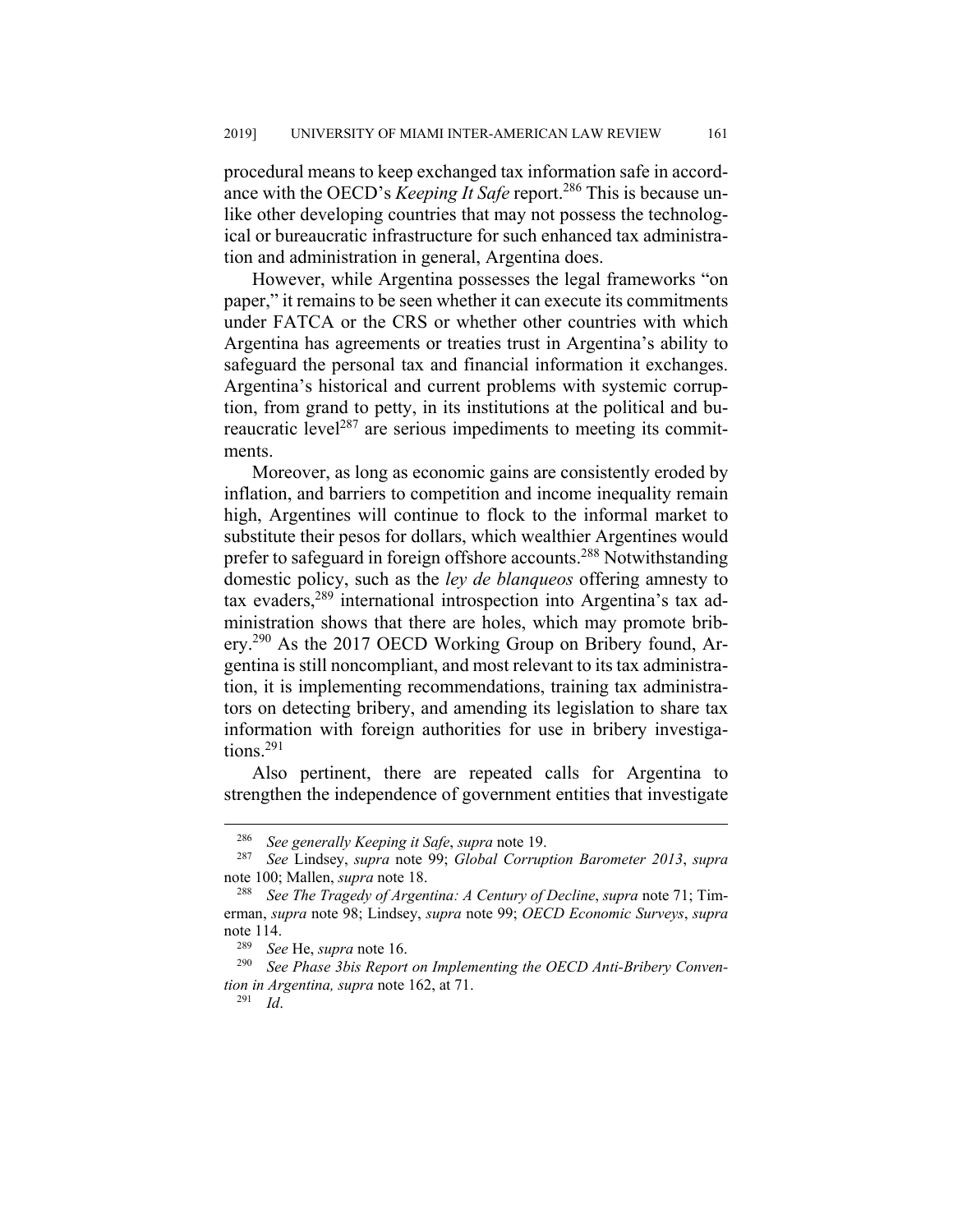procedural means to keep exchanged tax information safe in accordance with the OECD's *Keeping It Safe* report.[286] This is because unlike other developing countries that may not possess the technological or bureaucratic infrastructure for such enhanced tax administration and administration in general, Argentina does.

However, while Argentina possesses the legal frameworks "on paper," it remains to be seen whether it can execute its commitments under FATCA or the CRS or whether other countries with which Argentina has agreements or treaties trust in Argentina's ability to safeguard the personal tax and financial information it exchanges. Argentina's historical and current problems with systemic corruption, from grand to petty, in its institutions at the political and bureaucratic level[287] are serious impediments to meeting its commitments.

Moreover, as long as economic gains are consistently eroded by inflation, and barriers to competition and income inequality remain high, Argentines will continue to flock to the informal market to substitute their pesos for dollars, which wealthier Argentines would prefer to safeguard in foreign offshore accounts.[288] Notwithstanding domestic policy, such as the *ley de blanqueos* offering amnesty to tax evaders,[289] international introspection into Argentina's tax administration shows that there are holes, which may promote bribery.[290] As the 2017 OECD Working Group on Bribery found, Argentina is still noncompliant, and most relevant to its tax administration, it is implementing recommendations, training tax administrators on detecting bribery, and amending its legislation to share tax information with foreign authorities for use in bribery investigations.[291]

Also pertinent, there are repeated calls for Argentina to strengthen the independence of government entities that investigate

---

[286] *See generally Keeping it Safe*, *supra* note 19.

[287] *See* Lindsey, *supra* note 99; *Global Corruption Barometer 2013*, *supra* note 100; Mallen, *supra* note 18.

[288] *See The Tragedy of Argentina: A Century of Decline*, *supra* note 71; Timerman, *supra* note 98; Lindsey, *supra* note 99; *OECD Economic Surveys*, *supra* note 114.

[289] *See* He, *supra* note 16.

[290] *See Phase 3bis Report on Implementing the OECD Anti-Bribery Convention in Argentina, supra* note 162, at 71.

[291] *Id*.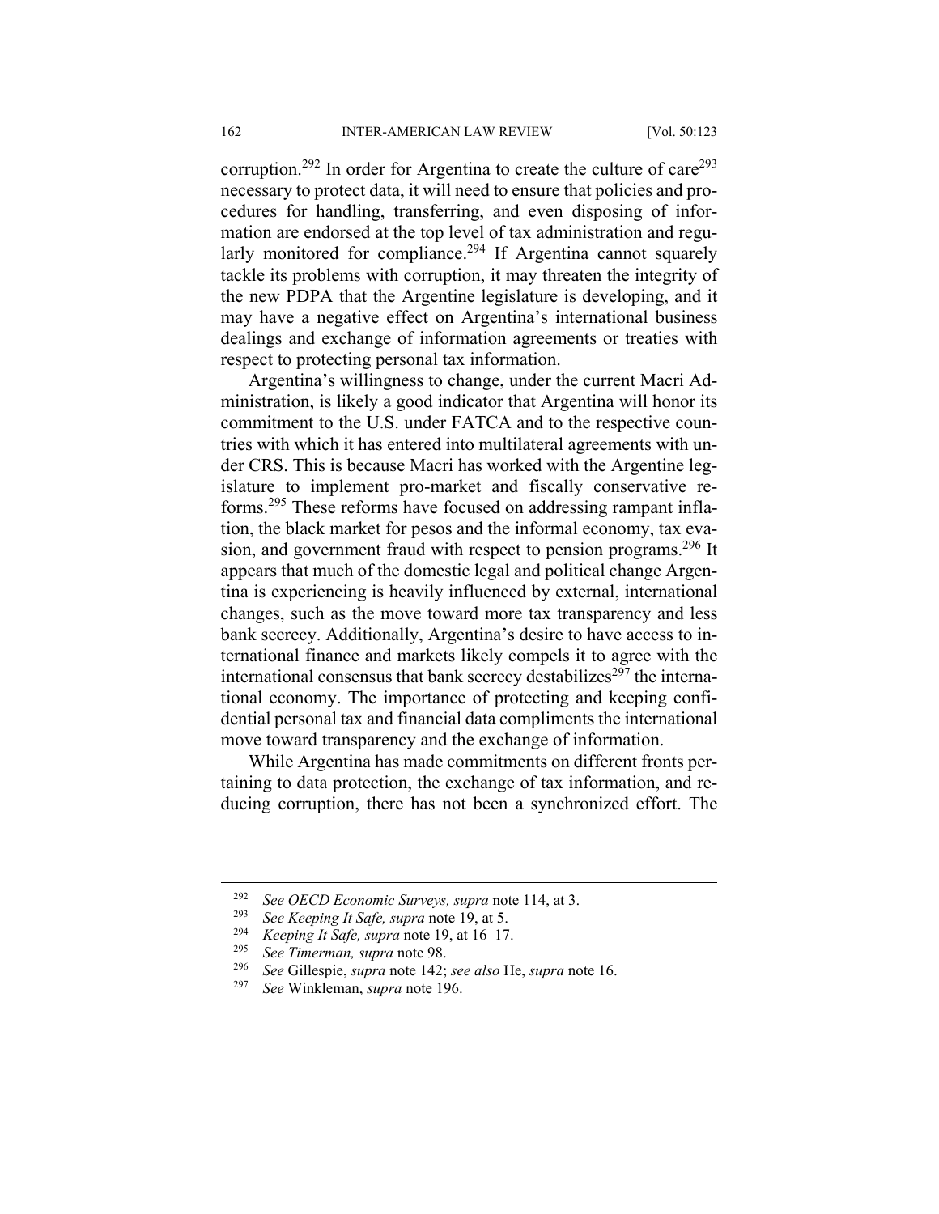corruption.[292] In order for Argentina to create the culture of care[293] necessary to protect data, it will need to ensure that policies and procedures for handling, transferring, and even disposing of information are endorsed at the top level of tax administration and regularly monitored for compliance.[294] If Argentina cannot squarely tackle its problems with corruption, it may threaten the integrity of the new PDPA that the Argentine legislature is developing, and it may have a negative effect on Argentina's international business dealings and exchange of information agreements or treaties with respect to protecting personal tax information.

Argentina's willingness to change, under the current Macri Administration, is likely a good indicator that Argentina will honor its commitment to the U.S. under FATCA and to the respective countries with which it has entered into multilateral agreements with under CRS. This is because Macri has worked with the Argentine legislature to implement pro-market and fiscally conservative reforms.[295] These reforms have focused on addressing rampant inflation, the black market for pesos and the informal economy, tax evasion, and government fraud with respect to pension programs.[296] It appears that much of the domestic legal and political change Argentina is experiencing is heavily influenced by external, international changes, such as the move toward more tax transparency and less bank secrecy. Additionally, Argentina's desire to have access to international finance and markets likely compels it to agree with the international consensus that bank secrecy destabilizes[297] the international economy. The importance of protecting and keeping confidential personal tax and financial data compliments the international move toward transparency and the exchange of information.

While Argentina has made commitments on different fronts pertaining to data protection, the exchange of tax information, and reducing corruption, there has not been a synchronized effort. The

---

[292] *See OECD Economic Surveys, supra* note 114, at 3.

[293] *See Keeping It Safe, supra* note 19, at 5.

[294] *Keeping It Safe, supra* note 19, at 16–17.

[295] *See Timerman, supra* note 98.

[296] *See* Gillespie, *supra* note 142; *see also* He, *supra* note 16.

[297] *See* Winkleman, *supra* note 196.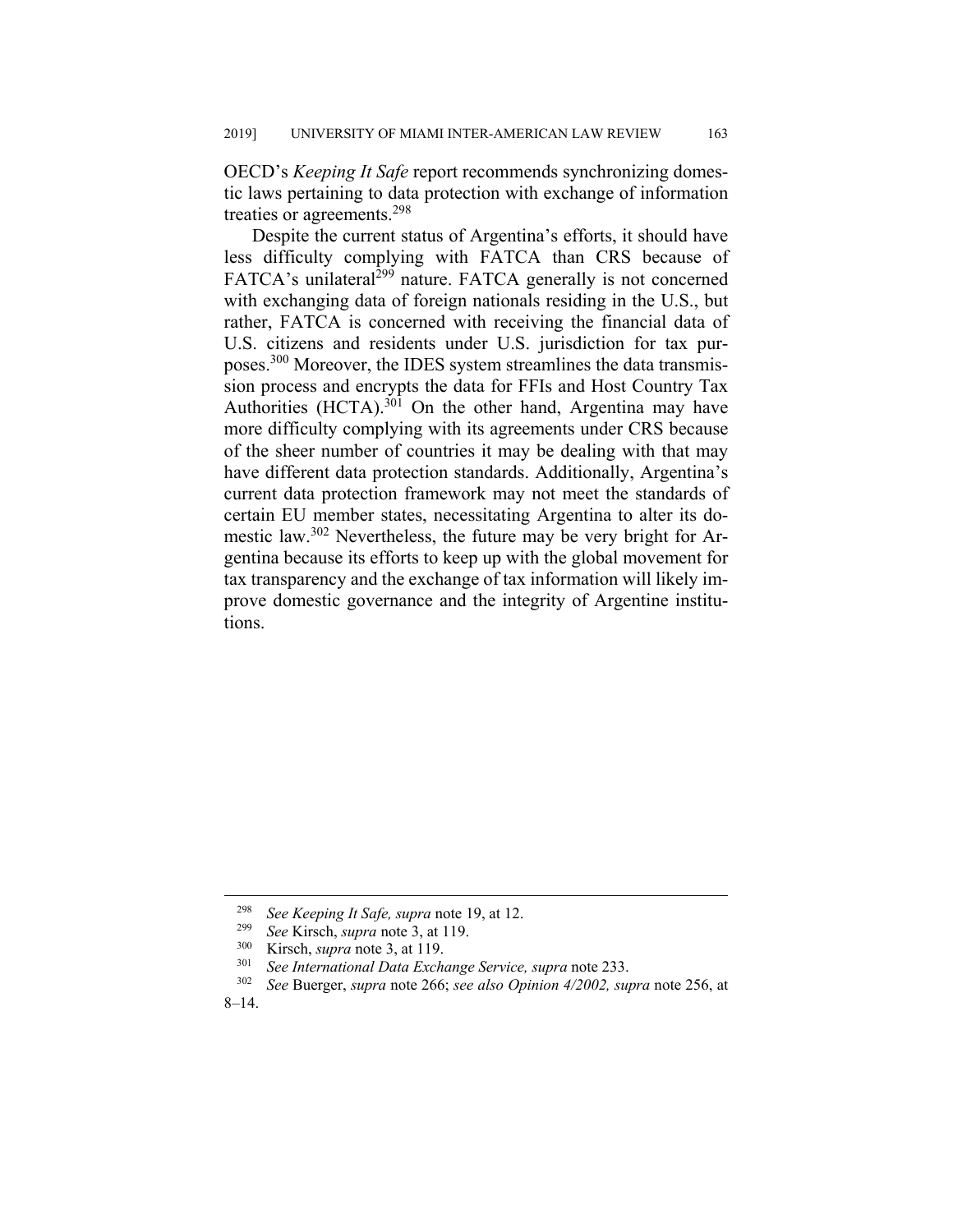OECD's *Keeping It Safe* report recommends synchronizing domestic laws pertaining to data protection with exchange of information treaties or agreements.[298]

Despite the current status of Argentina's efforts, it should have less difficulty complying with FATCA than CRS because of FATCA's unilateral[299] nature. FATCA generally is not concerned with exchanging data of foreign nationals residing in the U.S., but rather, FATCA is concerned with receiving the financial data of U.S. citizens and residents under U.S. jurisdiction for tax purposes.[300] Moreover, the IDES system streamlines the data transmission process and encrypts the data for FFIs and Host Country Tax Authorities (HCTA).[301] On the other hand, Argentina may have more difficulty complying with its agreements under CRS because of the sheer number of countries it may be dealing with that may have different data protection standards. Additionally, Argentina's current data protection framework may not meet the standards of certain EU member states, necessitating Argentina to alter its domestic law.[302] Nevertheless, the future may be very bright for Argentina because its efforts to keep up with the global movement for tax transparency and the exchange of tax information will likely improve domestic governance and the integrity of Argentine institutions.

---

[298] *See Keeping It Safe, supra* note 19, at 12.

[299] *See* Kirsch, *supra* note 3, at 119.

[300] Kirsch, *supra* note 3, at 119.

[301] *See International Data Exchange Service, supra* note 233.

[302] *See* Buerger, *supra* note 266; *see also Opinion 4/2002, supra* note 256, at 8–14.